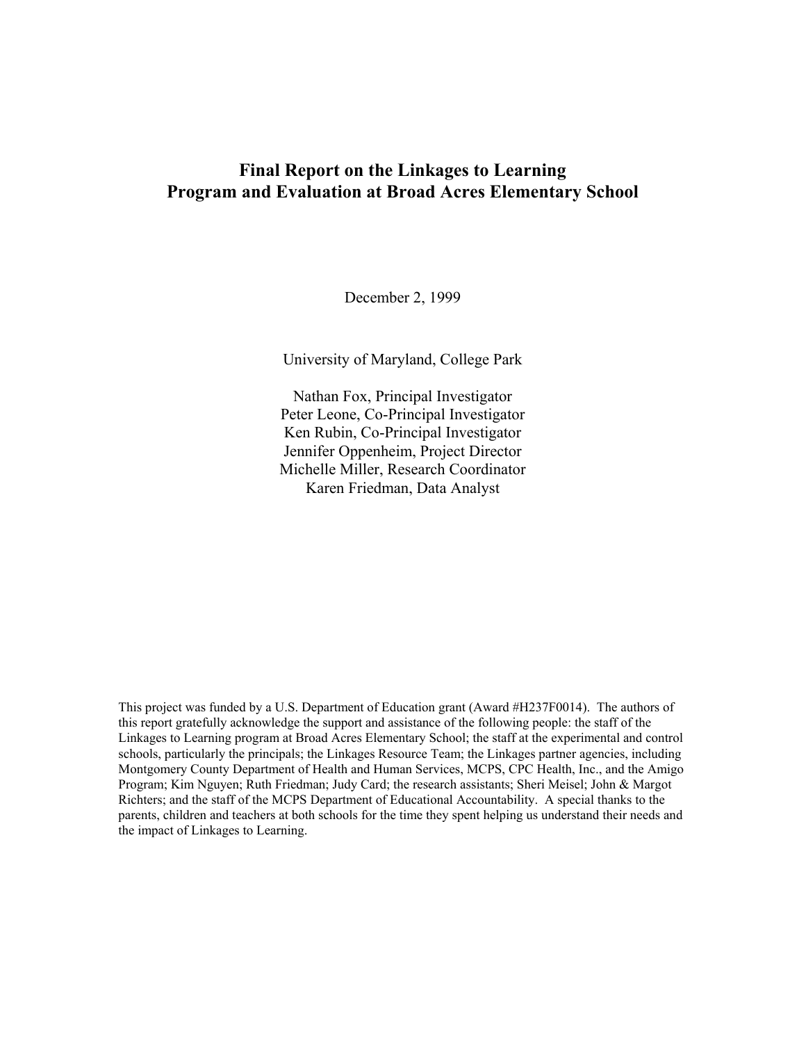# Final Report on the Linkages to Learning Program and Evaluation at Broad Acres Elementary School

December 2, 1999

University of Maryland, College Park

Nathan Fox, Principal Investigator
Peter Leone, Co-Principal Investigator
Ken Rubin, Co-Principal Investigator
Jennifer Oppenheim, Project Director
Michelle Miller, Research Coordinator
Karen Friedman, Data Analyst

This project was funded by a U.S. Department of Education grant (Award #H237F0014). The authors of this report gratefully acknowledge the support and assistance of the following people: the staff of the Linkages to Learning program at Broad Acres Elementary School; the staff at the experimental and control schools, particularly the principals; the Linkages Resource Team; the Linkages partner agencies, including Montgomery County Department of Health and Human Services, MCPS, CPC Health, Inc., and the Amigo Program; Kim Nguyen; Ruth Friedman; Judy Card; the research assistants; Sheri Meisel; John & Margot Richters; and the staff of the MCPS Department of Educational Accountability. A special thanks to the parents, children and teachers at both schools for the time they spent helping us understand their needs and the impact of Linkages to Learning.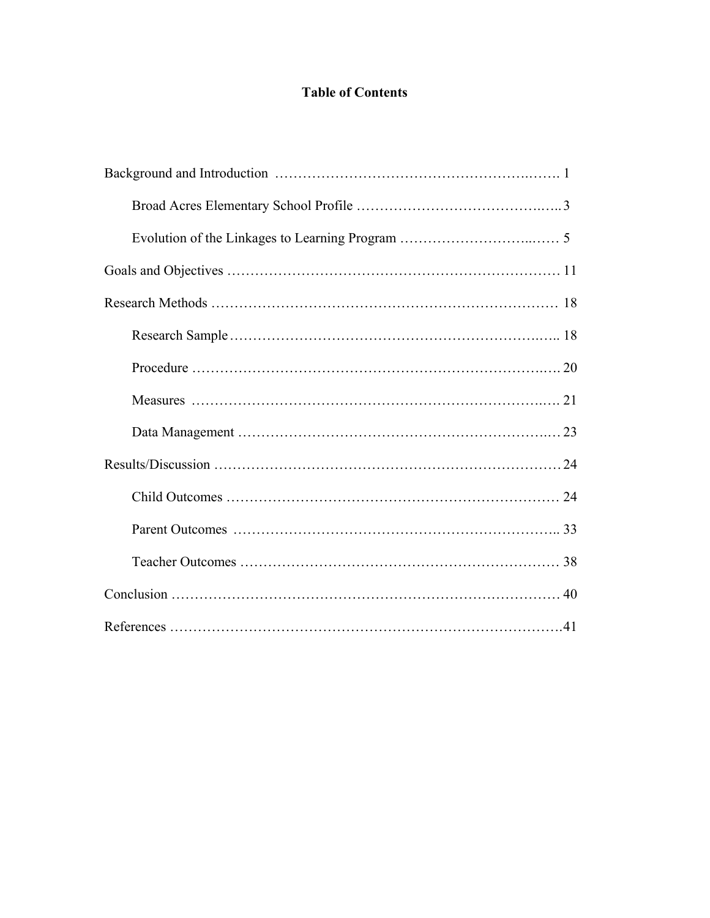# Table of Contents

Background and Introduction ……………………………………………………. 1

- Broad Acres Elementary School Profile …………………………………….. 3
- Evolution of the Linkages to Learning Program ……………………………. 5

Goals and Objectives …………………………………………………………… 11

Research Methods ……………………………………………………………… 18

- Research Sample ……………………………………………………………. 18
- Procedure …………………………………………………………………… 20
- Measures …………………………………………………………………… 21
- Data Management …………………………………………………………… 23

Results/Discussion ……………………………………………………………… 24

- Child Outcomes …………………………………………………………… 24
- Parent Outcomes …………………………………………………………… 33
- Teacher Outcomes …………………………………………………………… 38

Conclusion ……………………………………………………………………… 40

References ……………………………………………………………………… 41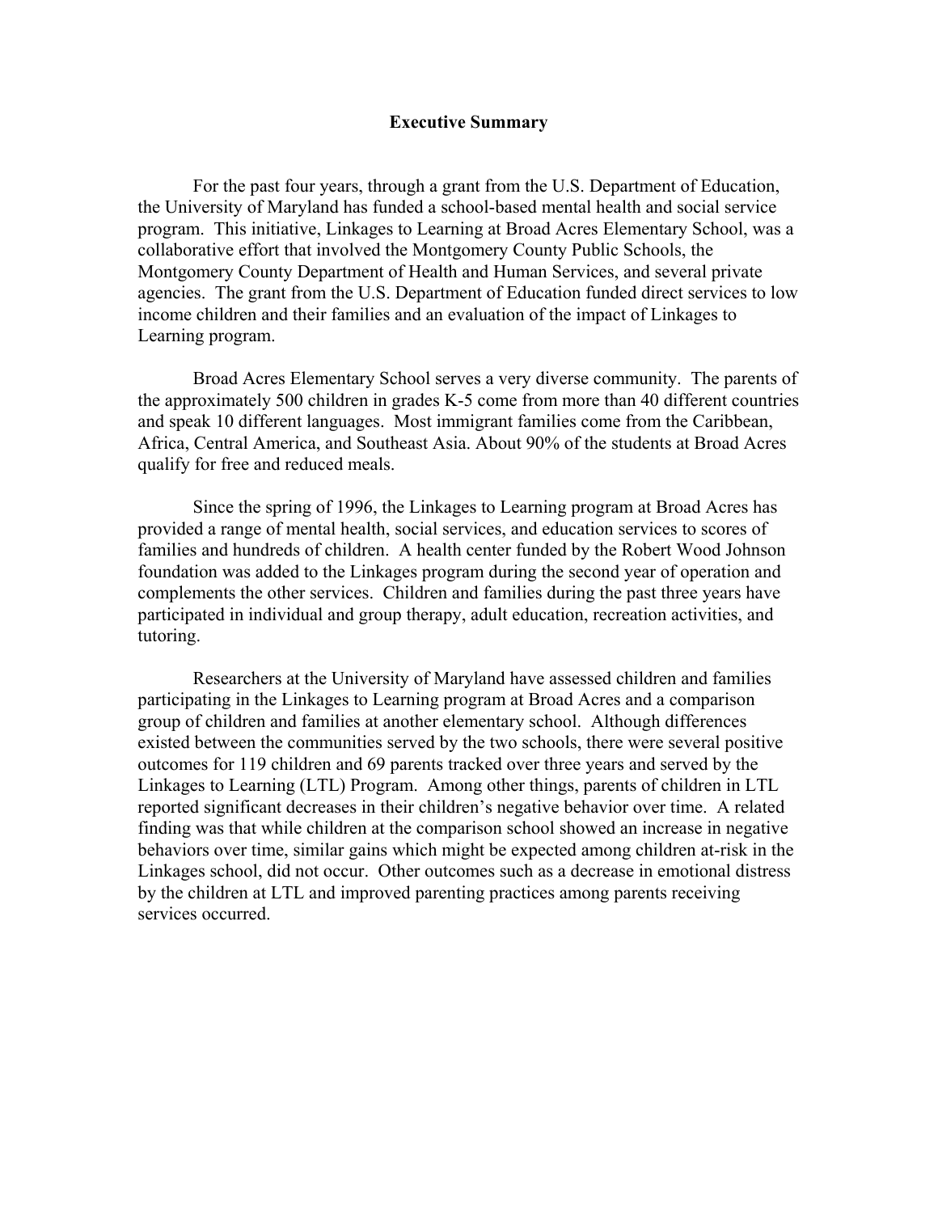# Executive Summary

For the past four years, through a grant from the U.S. Department of Education, the University of Maryland has funded a school-based mental health and social service program. This initiative, Linkages to Learning at Broad Acres Elementary School, was a collaborative effort that involved the Montgomery County Public Schools, the Montgomery County Department of Health and Human Services, and several private agencies. The grant from the U.S. Department of Education funded direct services to low income children and their families and an evaluation of the impact of Linkages to Learning program.

Broad Acres Elementary School serves a very diverse community. The parents of the approximately 500 children in grades K-5 come from more than 40 different countries and speak 10 different languages. Most immigrant families come from the Caribbean, Africa, Central America, and Southeast Asia. About 90% of the students at Broad Acres qualify for free and reduced meals.

Since the spring of 1996, the Linkages to Learning program at Broad Acres has provided a range of mental health, social services, and education services to scores of families and hundreds of children. A health center funded by the Robert Wood Johnson foundation was added to the Linkages program during the second year of operation and complements the other services. Children and families during the past three years have participated in individual and group therapy, adult education, recreation activities, and tutoring.

Researchers at the University of Maryland have assessed children and families participating in the Linkages to Learning program at Broad Acres and a comparison group of children and families at another elementary school. Although differences existed between the communities served by the two schools, there were several positive outcomes for 119 children and 69 parents tracked over three years and served by the Linkages to Learning (LTL) Program. Among other things, parents of children in LTL reported significant decreases in their children's negative behavior over time. A related finding was that while children at the comparison school showed an increase in negative behaviors over time, similar gains which might be expected among children at-risk in the Linkages school, did not occur. Other outcomes such as a decrease in emotional distress by the children at LTL and improved parenting practices among parents receiving services occurred.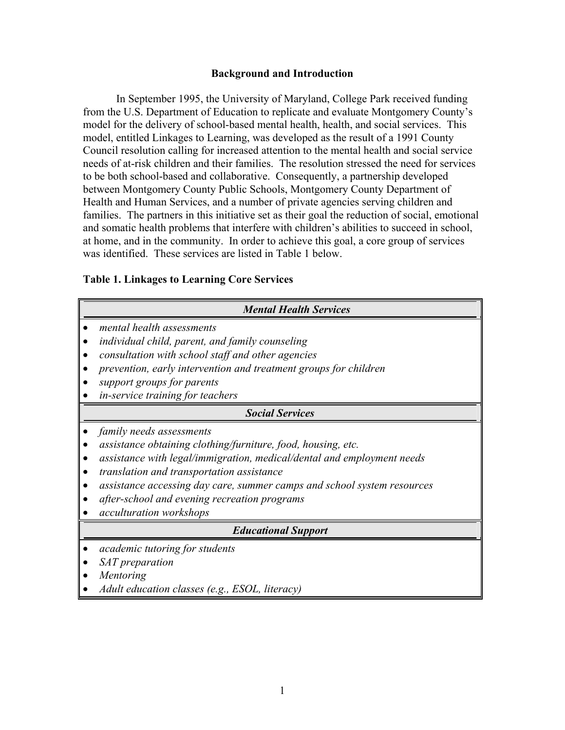## Background and Introduction

In September 1995, the University of Maryland, College Park received funding from the U.S. Department of Education to replicate and evaluate Montgomery County's model for the delivery of school-based mental health, health, and social services. This model, entitled Linkages to Learning, was developed as the result of a 1991 County Council resolution calling for increased attention to the mental health and social service needs of at-risk children and their families. The resolution stressed the need for services to be both school-based and collaborative. Consequently, a partnership developed between Montgomery County Public Schools, Montgomery County Department of Health and Human Services, and a number of private agencies serving children and families. The partners in this initiative set as their goal the reduction of social, emotional and somatic health problems that interfere with children's abilities to succeed in school, at home, and in the community. In order to achieve this goal, a core group of services was identified. These services are listed in Table 1 below.

**Table 1. Linkages to Learning Core Services**

| ***Mental Health Services*** |
| --- |
| • *mental health assessments*<br>• *individual child, parent, and family counseling*<br>• *consultation with school staff and other agencies*<br>• *prevention, early intervention and treatment groups for children*<br>• *support groups for parents*<br>• *in-service training for teachers* |
| ***Social Services*** |
| • *family needs assessments*<br>• *assistance obtaining clothing/furniture, food, housing, etc.*<br>• *assistance with legal/immigration, medical/dental and employment needs*<br>• *translation and transportation assistance*<br>• *assistance accessing day care, summer camps and school system resources*<br>• *after-school and evening recreation programs*<br>• *acculturation workshops* |
| ***Educational Support*** |
| • *academic tutoring for students*<br>• *SAT preparation*<br>• *Mentoring*<br>• *Adult education classes (e.g., ESOL, literacy)* |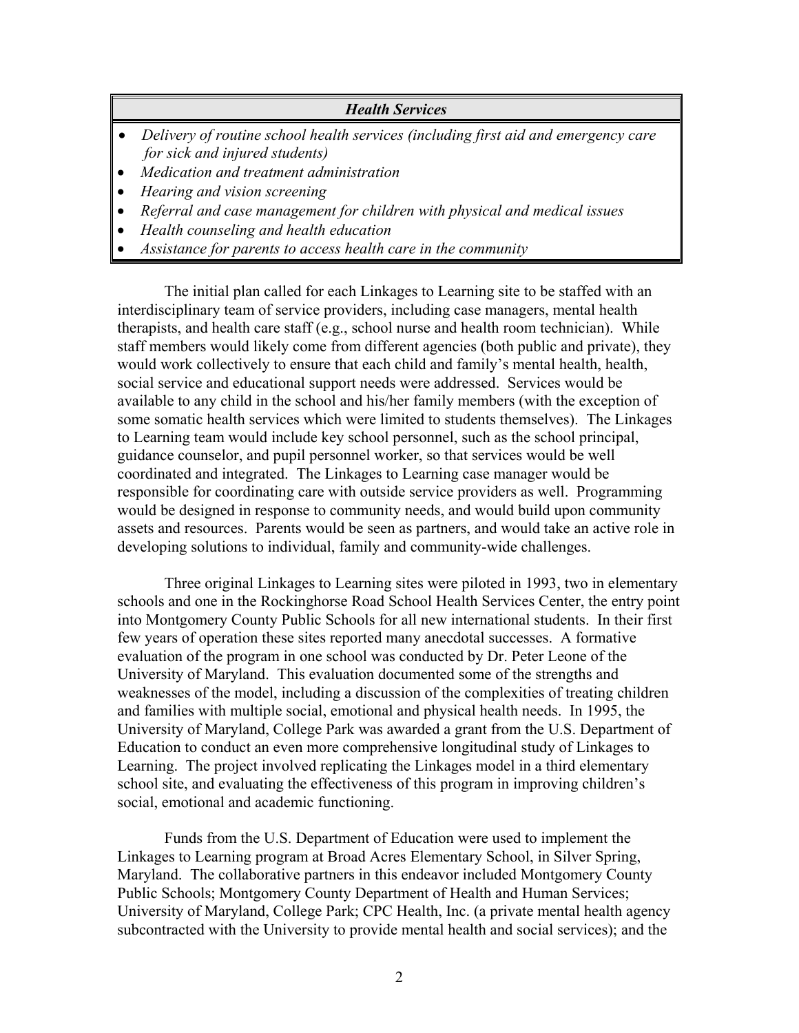| *Health Services* |
| --- |
| • *Delivery of routine school health services (including first aid and emergency care for sick and injured students)*<br>• *Medication and treatment administration*<br>• *Hearing and vision screening*<br>• *Referral and case management for children with physical and medical issues*<br>• *Health counseling and health education*<br>• *Assistance for parents to access health care in the community* |

The initial plan called for each Linkages to Learning site to be staffed with an interdisciplinary team of service providers, including case managers, mental health therapists, and health care staff (e.g., school nurse and health room technician). While staff members would likely come from different agencies (both public and private), they would work collectively to ensure that each child and family's mental health, health, social service and educational support needs were addressed. Services would be available to any child in the school and his/her family members (with the exception of some somatic health services which were limited to students themselves). The Linkages to Learning team would include key school personnel, such as the school principal, guidance counselor, and pupil personnel worker, so that services would be well coordinated and integrated. The Linkages to Learning case manager would be responsible for coordinating care with outside service providers as well. Programming would be designed in response to community needs, and would build upon community assets and resources. Parents would be seen as partners, and would take an active role in developing solutions to individual, family and community-wide challenges.

Three original Linkages to Learning sites were piloted in 1993, two in elementary schools and one in the Rockinghorse Road School Health Services Center, the entry point into Montgomery County Public Schools for all new international students. In their first few years of operation these sites reported many anecdotal successes. A formative evaluation of the program in one school was conducted by Dr. Peter Leone of the University of Maryland. This evaluation documented some of the strengths and weaknesses of the model, including a discussion of the complexities of treating children and families with multiple social, emotional and physical health needs. In 1995, the University of Maryland, College Park was awarded a grant from the U.S. Department of Education to conduct an even more comprehensive longitudinal study of Linkages to Learning. The project involved replicating the Linkages model in a third elementary school site, and evaluating the effectiveness of this program in improving children's social, emotional and academic functioning.

Funds from the U.S. Department of Education were used to implement the Linkages to Learning program at Broad Acres Elementary School, in Silver Spring, Maryland. The collaborative partners in this endeavor included Montgomery County Public Schools; Montgomery County Department of Health and Human Services; University of Maryland, College Park; CPC Health, Inc. (a private mental health agency subcontracted with the University to provide mental health and social services); and the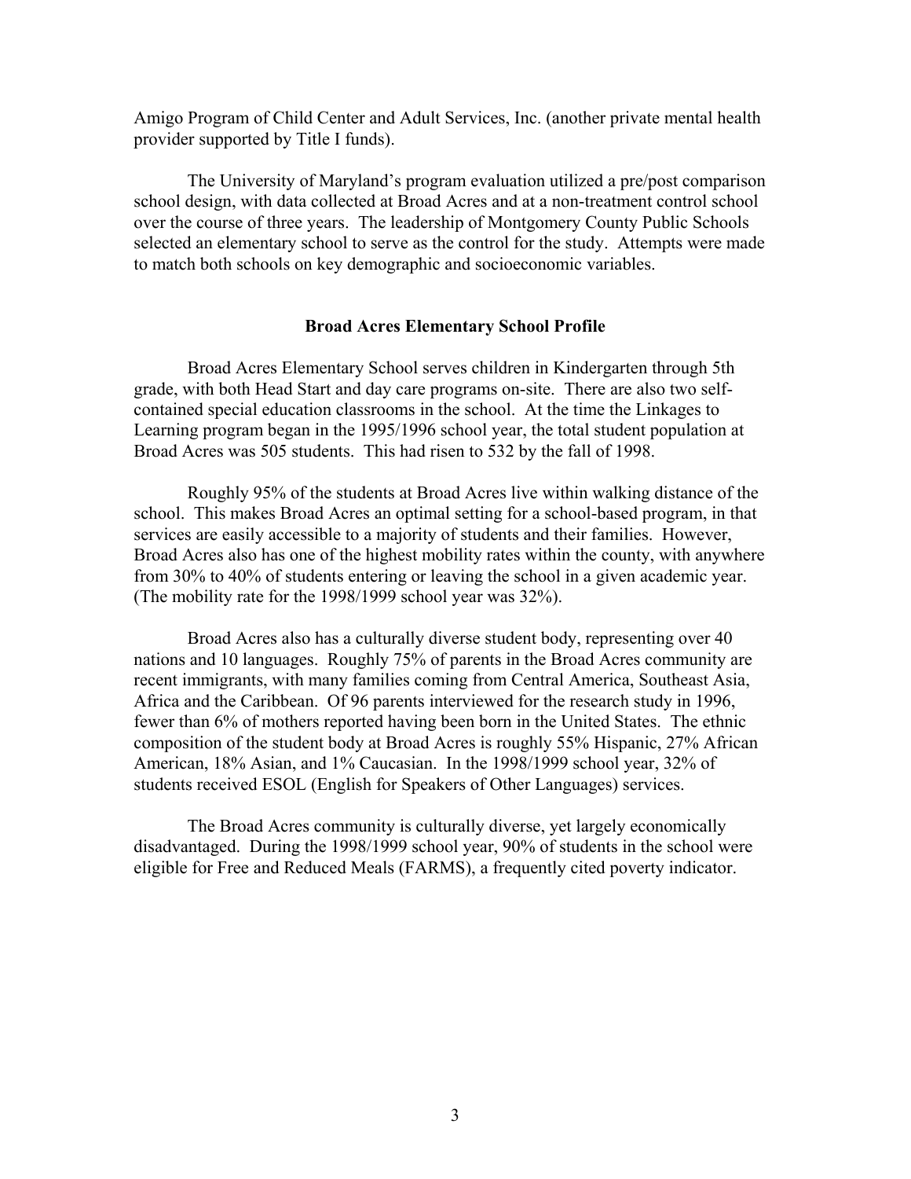Amigo Program of Child Center and Adult Services, Inc. (another private mental health provider supported by Title I funds).

The University of Maryland's program evaluation utilized a pre/post comparison school design, with data collected at Broad Acres and at a non-treatment control school over the course of three years. The leadership of Montgomery County Public Schools selected an elementary school to serve as the control for the study. Attempts were made to match both schools on key demographic and socioeconomic variables.

## Broad Acres Elementary School Profile

Broad Acres Elementary School serves children in Kindergarten through 5th grade, with both Head Start and day care programs on-site. There are also two self-contained special education classrooms in the school. At the time the Linkages to Learning program began in the 1995/1996 school year, the total student population at Broad Acres was 505 students. This had risen to 532 by the fall of 1998.

Roughly 95% of the students at Broad Acres live within walking distance of the school. This makes Broad Acres an optimal setting for a school-based program, in that services are easily accessible to a majority of students and their families. However, Broad Acres also has one of the highest mobility rates within the county, with anywhere from 30% to 40% of students entering or leaving the school in a given academic year. (The mobility rate for the 1998/1999 school year was 32%).

Broad Acres also has a culturally diverse student body, representing over 40 nations and 10 languages. Roughly 75% of parents in the Broad Acres community are recent immigrants, with many families coming from Central America, Southeast Asia, Africa and the Caribbean. Of 96 parents interviewed for the research study in 1996, fewer than 6% of mothers reported having been born in the United States. The ethnic composition of the student body at Broad Acres is roughly 55% Hispanic, 27% African American, 18% Asian, and 1% Caucasian. In the 1998/1999 school year, 32% of students received ESOL (English for Speakers of Other Languages) services.

The Broad Acres community is culturally diverse, yet largely economically disadvantaged. During the 1998/1999 school year, 90% of students in the school were eligible for Free and Reduced Meals (FARMS), a frequently cited poverty indicator.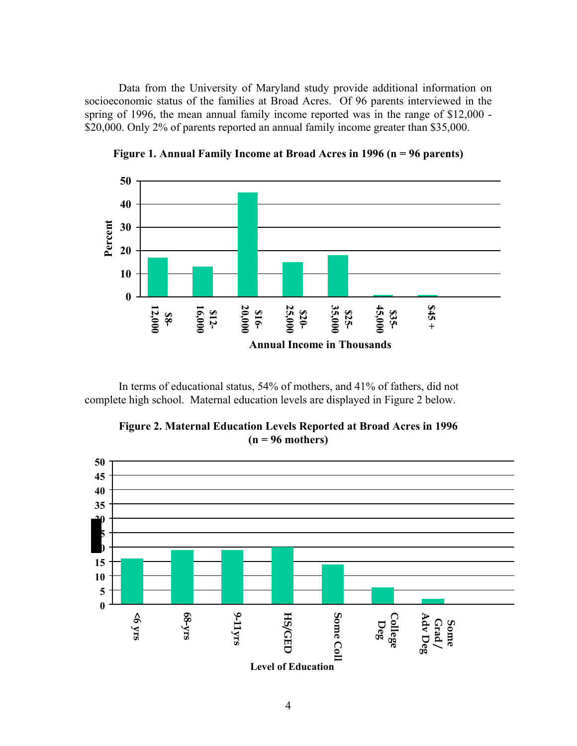Data from the University of Maryland study provide additional information on socioeconomic status of the families at Broad Acres. Of 96 parents interviewed in the spring of 1996, the mean annual family income reported was in the range of $12,000 - $20,000. Only 2% of parents reported an annual family income greater than $35,000.

**Figure 1. Annual Family Income at Broad Acres in 1996 (n = 96 parents)**

In terms of educational status, 54% of mothers, and 41% of fathers, did not complete high school. Maternal education levels are displayed in Figure 2 below.

**Figure 2. Maternal Education Levels Reported at Broad Acres in 1996 (n = 96 mothers)**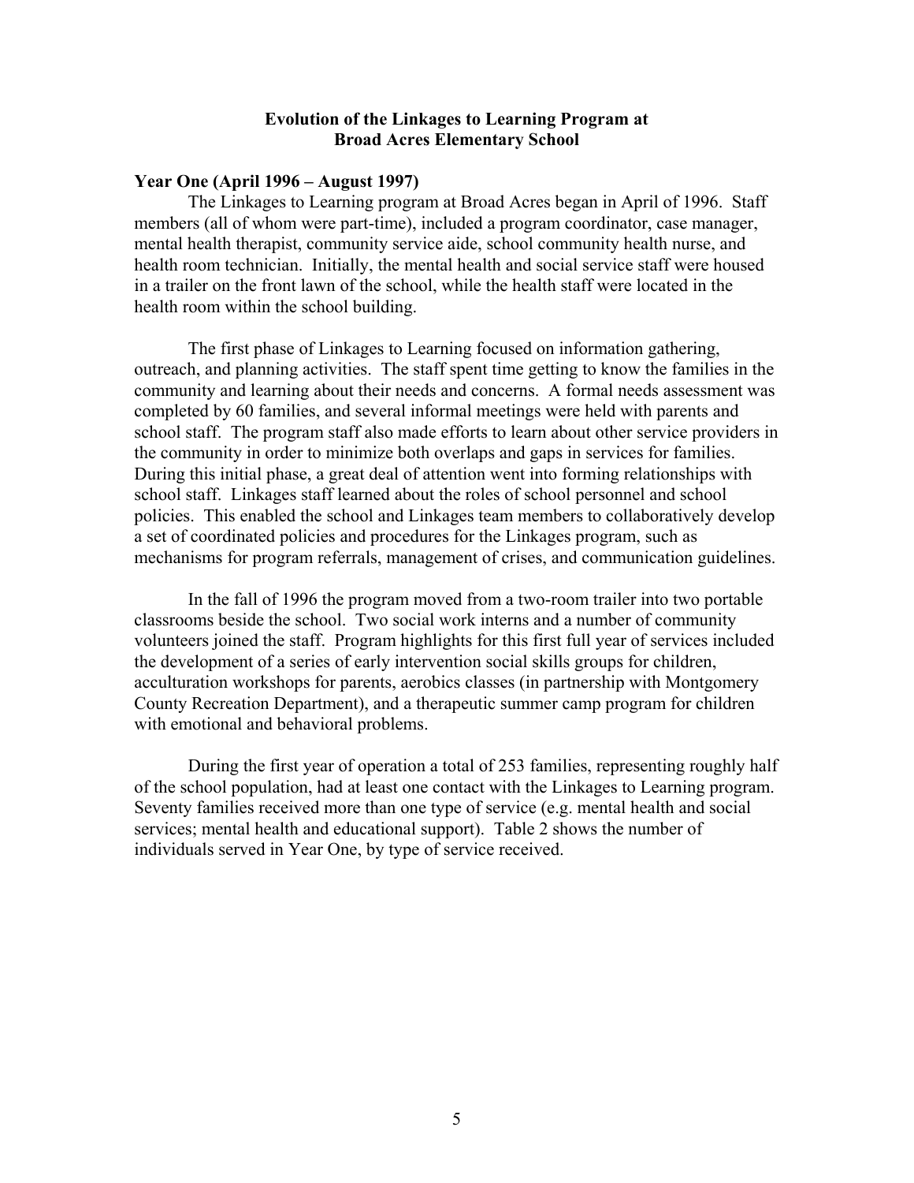## Evolution of the Linkages to Learning Program at Broad Acres Elementary School

### Year One (April 1996 – August 1997)

The Linkages to Learning program at Broad Acres began in April of 1996. Staff members (all of whom were part-time), included a program coordinator, case manager, mental health therapist, community service aide, school community health nurse, and health room technician. Initially, the mental health and social service staff were housed in a trailer on the front lawn of the school, while the health staff were located in the health room within the school building.

The first phase of Linkages to Learning focused on information gathering, outreach, and planning activities. The staff spent time getting to know the families in the community and learning about their needs and concerns. A formal needs assessment was completed by 60 families, and several informal meetings were held with parents and school staff. The program staff also made efforts to learn about other service providers in the community in order to minimize both overlaps and gaps in services for families. During this initial phase, a great deal of attention went into forming relationships with school staff. Linkages staff learned about the roles of school personnel and school policies. This enabled the school and Linkages team members to collaboratively develop a set of coordinated policies and procedures for the Linkages program, such as mechanisms for program referrals, management of crises, and communication guidelines.

In the fall of 1996 the program moved from a two-room trailer into two portable classrooms beside the school. Two social work interns and a number of community volunteers joined the staff. Program highlights for this first full year of services included the development of a series of early intervention social skills groups for children, acculturation workshops for parents, aerobics classes (in partnership with Montgomery County Recreation Department), and a therapeutic summer camp program for children with emotional and behavioral problems.

During the first year of operation a total of 253 families, representing roughly half of the school population, had at least one contact with the Linkages to Learning program. Seventy families received more than one type of service (e.g. mental health and social services; mental health and educational support). Table 2 shows the number of individuals served in Year One, by type of service received.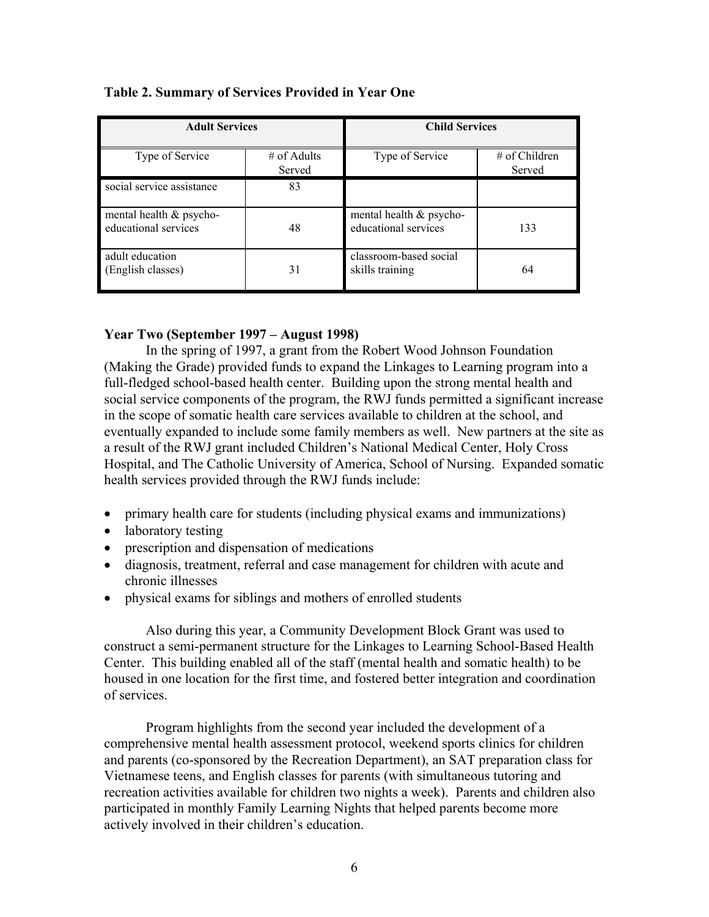**Table 2. Summary of Services Provided in Year One**

| Adult Services | | Child Services | |
|---|---|---|---|
| Type of Service | # of Adults Served | Type of Service | # of Children Served |
| social service assistance | 83 | | |
| mental health & psycho-educational services | 48 | mental health & psycho-educational services | 133 |
| adult education (English classes) | 31 | classroom-based social skills training | 64 |

**Year Two (September 1997 – August 1998)**

In the spring of 1997, a grant from the Robert Wood Johnson Foundation (Making the Grade) provided funds to expand the Linkages to Learning program into a full-fledged school-based health center. Building upon the strong mental health and social service components of the program, the RWJ funds permitted a significant increase in the scope of somatic health care services available to children at the school, and eventually expanded to include some family members as well. New partners at the site as a result of the RWJ grant included Children's National Medical Center, Holy Cross Hospital, and The Catholic University of America, School of Nursing. Expanded somatic health services provided through the RWJ funds include:

- primary health care for students (including physical exams and immunizations)
- laboratory testing
- prescription and dispensation of medications
- diagnosis, treatment, referral and case management for children with acute and chronic illnesses
- physical exams for siblings and mothers of enrolled students

Also during this year, a Community Development Block Grant was used to construct a semi-permanent structure for the Linkages to Learning School-Based Health Center. This building enabled all of the staff (mental health and somatic health) to be housed in one location for the first time, and fostered better integration and coordination of services.

Program highlights from the second year included the development of a comprehensive mental health assessment protocol, weekend sports clinics for children and parents (co-sponsored by the Recreation Department), an SAT preparation class for Vietnamese teens, and English classes for parents (with simultaneous tutoring and recreation activities available for children two nights a week). Parents and children also participated in monthly Family Learning Nights that helped parents become more actively involved in their children's education.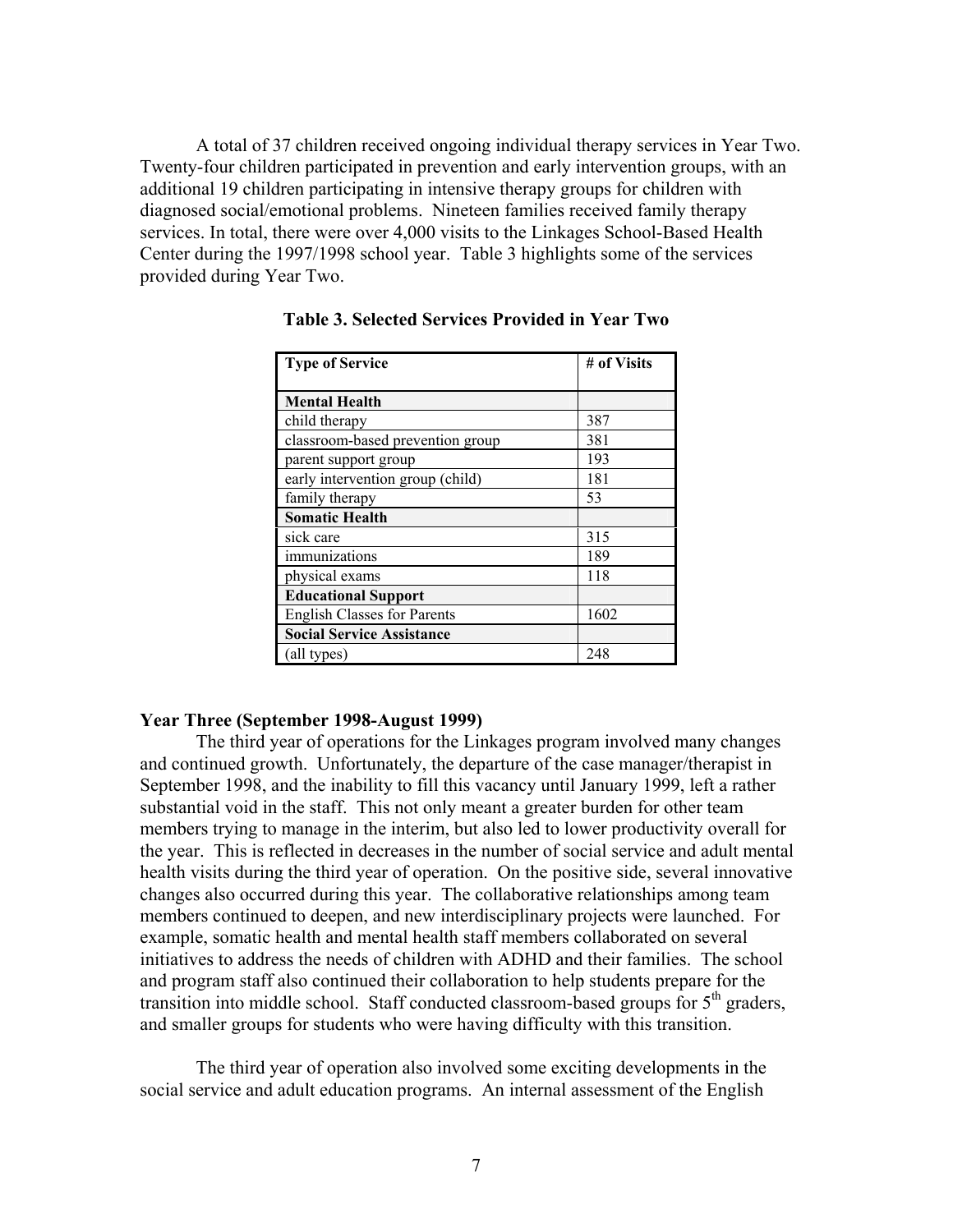A total of 37 children received ongoing individual therapy services in Year Two. Twenty-four children participated in prevention and early intervention groups, with an additional 19 children participating in intensive therapy groups for children with diagnosed social/emotional problems. Nineteen families received family therapy services. In total, there were over 4,000 visits to the Linkages School-Based Health Center during the 1997/1998 school year. Table 3 highlights some of the services provided during Year Two.

**Table 3. Selected Services Provided in Year Two**

| Type of Service | # of Visits |
|---|---|
| **Mental Health** | |
| child therapy | 387 |
| classroom-based prevention group | 381 |
| parent support group | 193 |
| early intervention group (child) | 181 |
| family therapy | 53 |
| **Somatic Health** | |
| sick care | 315 |
| immunizations | 189 |
| physical exams | 118 |
| **Educational Support** | |
| English Classes for Parents | 1602 |
| **Social Service Assistance** | |
| (all types) | 248 |

### Year Three (September 1998-August 1999)

The third year of operations for the Linkages program involved many changes and continued growth. Unfortunately, the departure of the case manager/therapist in September 1998, and the inability to fill this vacancy until January 1999, left a rather substantial void in the staff. This not only meant a greater burden for other team members trying to manage in the interim, but also led to lower productivity overall for the year. This is reflected in decreases in the number of social service and adult mental health visits during the third year of operation. On the positive side, several innovative changes also occurred during this year. The collaborative relationships among team members continued to deepen, and new interdisciplinary projects were launched. For example, somatic health and mental health staff members collaborated on several initiatives to address the needs of children with ADHD and their families. The school and program staff also continued their collaboration to help students prepare for the transition into middle school. Staff conducted classroom-based groups for 5th graders, and smaller groups for students who were having difficulty with this transition.

The third year of operation also involved some exciting developments in the social service and adult education programs. An internal assessment of the English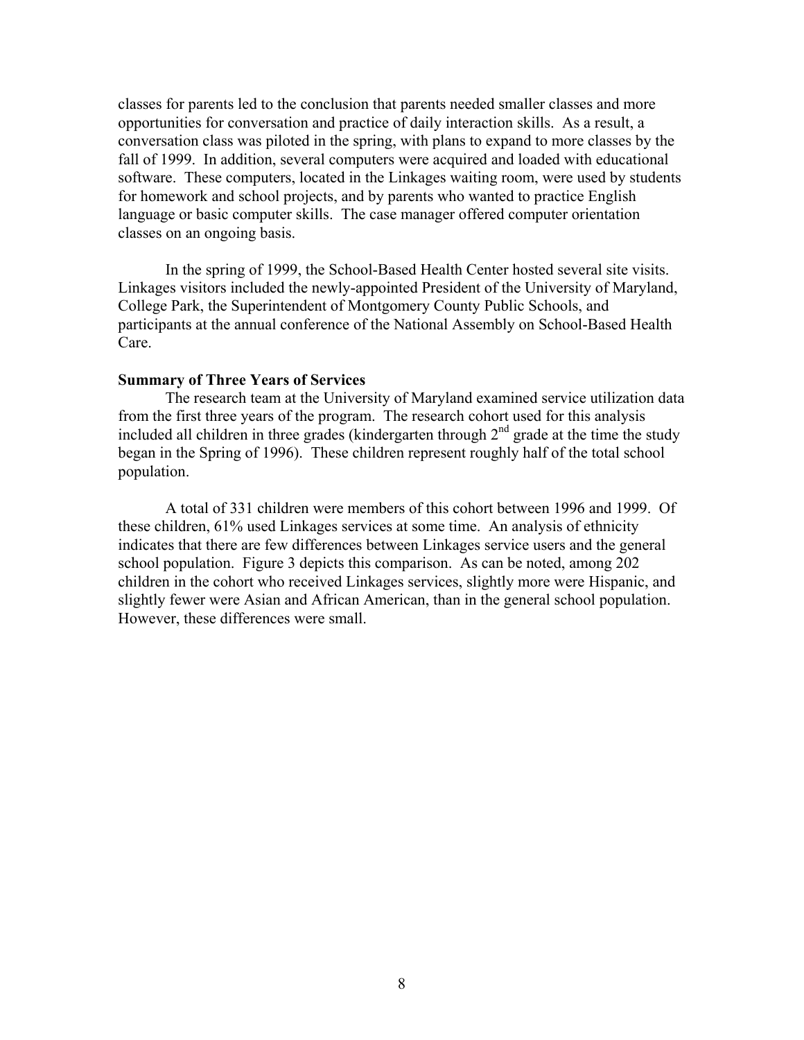classes for parents led to the conclusion that parents needed smaller classes and more opportunities for conversation and practice of daily interaction skills. As a result, a conversation class was piloted in the spring, with plans to expand to more classes by the fall of 1999. In addition, several computers were acquired and loaded with educational software. These computers, located in the Linkages waiting room, were used by students for homework and school projects, and by parents who wanted to practice English language or basic computer skills. The case manager offered computer orientation classes on an ongoing basis.

In the spring of 1999, the School-Based Health Center hosted several site visits. Linkages visitors included the newly-appointed President of the University of Maryland, College Park, the Superintendent of Montgomery County Public Schools, and participants at the annual conference of the National Assembly on School-Based Health Care.

**Summary of Three Years of Services**

The research team at the University of Maryland examined service utilization data from the first three years of the program. The research cohort used for this analysis included all children in three grades (kindergarten through 2nd grade at the time the study began in the Spring of 1996). These children represent roughly half of the total school population.

A total of 331 children were members of this cohort between 1996 and 1999. Of these children, 61% used Linkages services at some time. An analysis of ethnicity indicates that there are few differences between Linkages service users and the general school population. Figure 3 depicts this comparison. As can be noted, among 202 children in the cohort who received Linkages services, slightly more were Hispanic, and slightly fewer were Asian and African American, than in the general school population. However, these differences were small.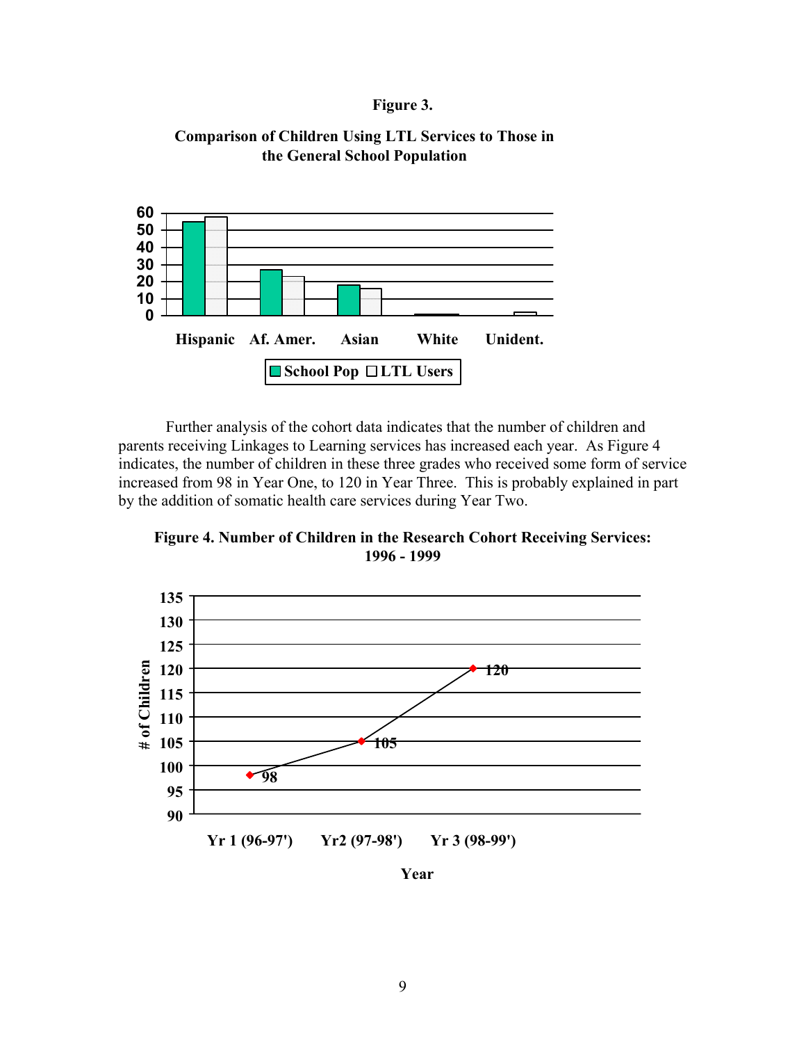**Figure 3.**

**Comparison of Children Using LTL Services to Those in the General School Population**

Further analysis of the cohort data indicates that the number of children and parents receiving Linkages to Learning services has increased each year. As Figure 4 indicates, the number of children in these three grades who received some form of service increased from 98 in Year One, to 120 in Year Three. This is probably explained in part by the addition of somatic health care services during Year Two.

**Figure 4. Number of Children in the Research Cohort Receiving Services: 1996 - 1999**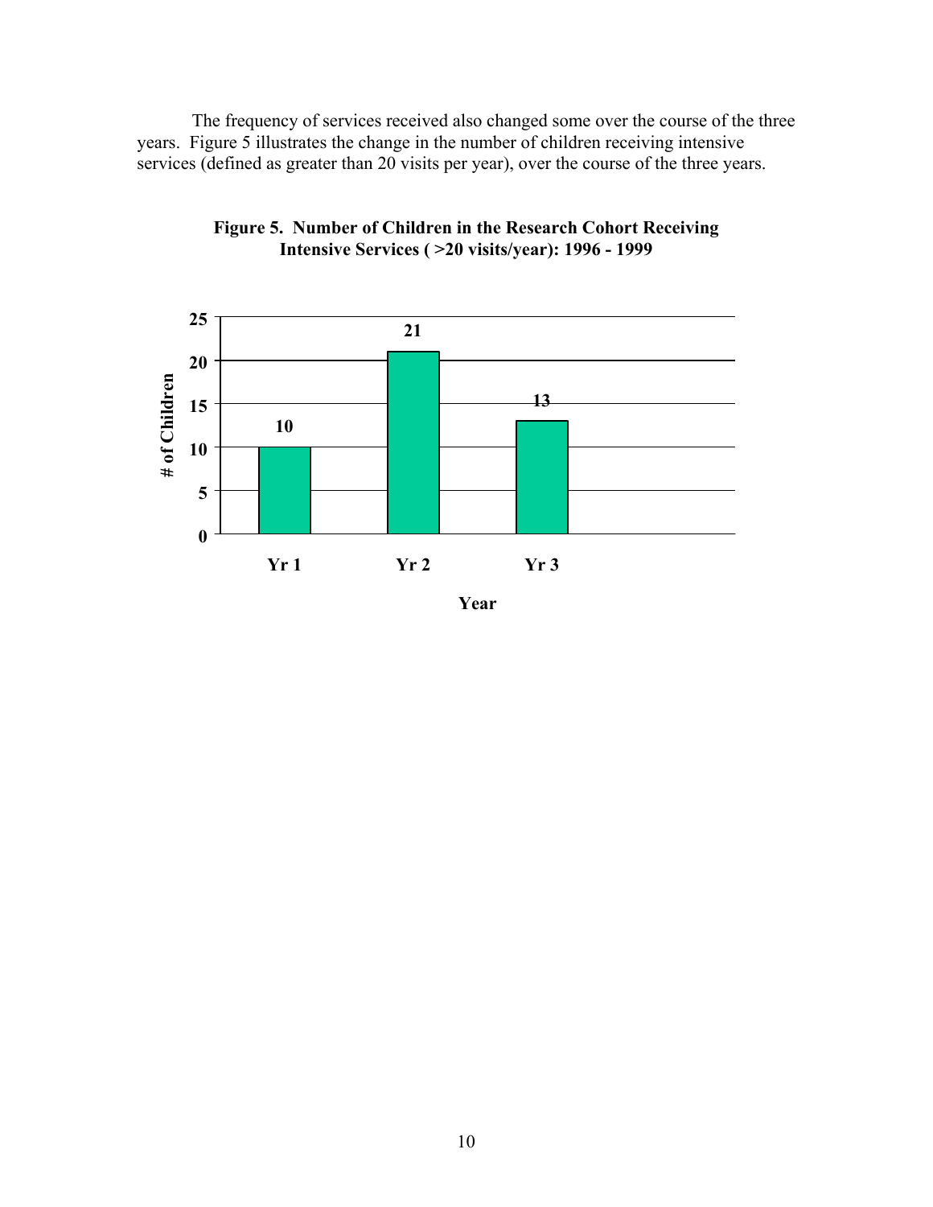The frequency of services received also changed some over the course of the three years. Figure 5 illustrates the change in the number of children receiving intensive services (defined as greater than 20 visits per year), over the course of the three years.

**Figure 5. Number of Children in the Research Cohort Receiving Intensive Services ( >20 visits/year): 1996 - 1999**

| Year | # of Children |
|---|---|
| Yr 1 | 10 |
| Yr 2 | 21 |
| Yr 3 | 13 |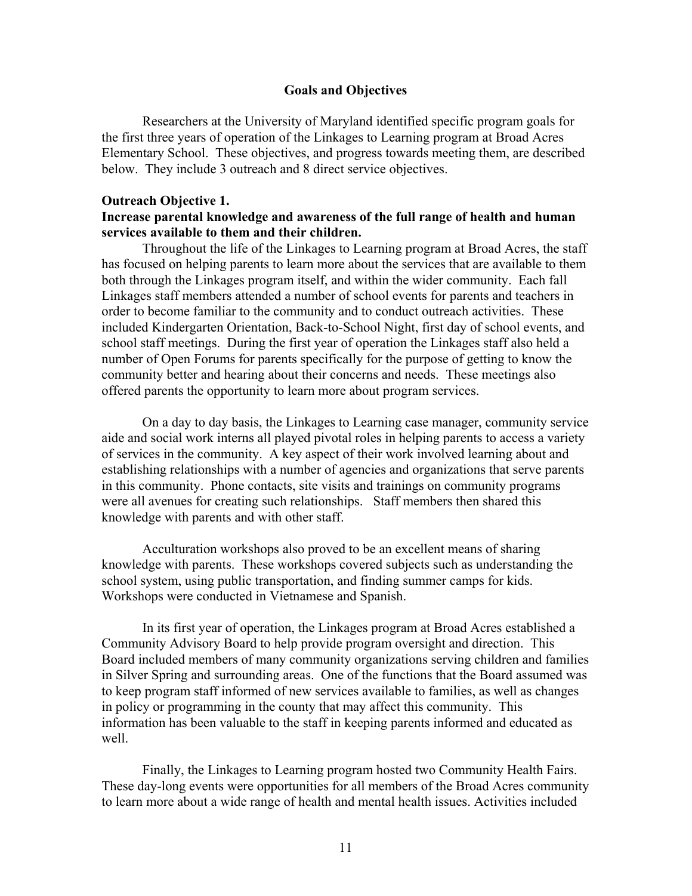## Goals and Objectives

Researchers at the University of Maryland identified specific program goals for the first three years of operation of the Linkages to Learning program at Broad Acres Elementary School. These objectives, and progress towards meeting them, are described below. They include 3 outreach and 8 direct service objectives.

### Outreach Objective 1.

**Increase parental knowledge and awareness of the full range of health and human services available to them and their children.**

Throughout the life of the Linkages to Learning program at Broad Acres, the staff has focused on helping parents to learn more about the services that are available to them both through the Linkages program itself, and within the wider community. Each fall Linkages staff members attended a number of school events for parents and teachers in order to become familiar to the community and to conduct outreach activities. These included Kindergarten Orientation, Back-to-School Night, first day of school events, and school staff meetings. During the first year of operation the Linkages staff also held a number of Open Forums for parents specifically for the purpose of getting to know the community better and hearing about their concerns and needs. These meetings also offered parents the opportunity to learn more about program services.

On a day to day basis, the Linkages to Learning case manager, community service aide and social work interns all played pivotal roles in helping parents to access a variety of services in the community. A key aspect of their work involved learning about and establishing relationships with a number of agencies and organizations that serve parents in this community. Phone contacts, site visits and trainings on community programs were all avenues for creating such relationships. Staff members then shared this knowledge with parents and with other staff.

Acculturation workshops also proved to be an excellent means of sharing knowledge with parents. These workshops covered subjects such as understanding the school system, using public transportation, and finding summer camps for kids. Workshops were conducted in Vietnamese and Spanish.

In its first year of operation, the Linkages program at Broad Acres established a Community Advisory Board to help provide program oversight and direction. This Board included members of many community organizations serving children and families in Silver Spring and surrounding areas. One of the functions that the Board assumed was to keep program staff informed of new services available to families, as well as changes in policy or programming in the county that may affect this community. This information has been valuable to the staff in keeping parents informed and educated as well.

Finally, the Linkages to Learning program hosted two Community Health Fairs. These day-long events were opportunities for all members of the Broad Acres community to learn more about a wide range of health and mental health issues. Activities included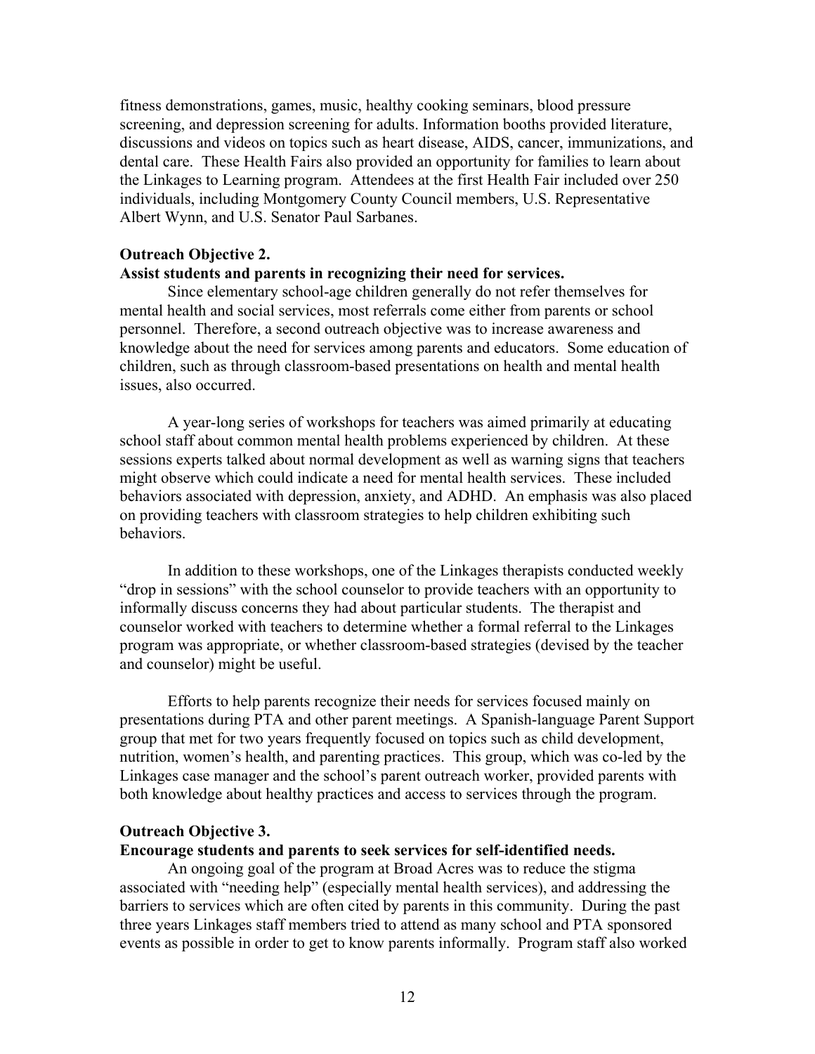fitness demonstrations, games, music, healthy cooking seminars, blood pressure screening, and depression screening for adults. Information booths provided literature, discussions and videos on topics such as heart disease, AIDS, cancer, immunizations, and dental care. These Health Fairs also provided an opportunity for families to learn about the Linkages to Learning program. Attendees at the first Health Fair included over 250 individuals, including Montgomery County Council members, U.S. Representative Albert Wynn, and U.S. Senator Paul Sarbanes.

**Outreach Objective 2.**
**Assist students and parents in recognizing their need for services.**

Since elementary school-age children generally do not refer themselves for mental health and social services, most referrals come either from parents or school personnel. Therefore, a second outreach objective was to increase awareness and knowledge about the need for services among parents and educators. Some education of children, such as through classroom-based presentations on health and mental health issues, also occurred.

A year-long series of workshops for teachers was aimed primarily at educating school staff about common mental health problems experienced by children. At these sessions experts talked about normal development as well as warning signs that teachers might observe which could indicate a need for mental health services. These included behaviors associated with depression, anxiety, and ADHD. An emphasis was also placed on providing teachers with classroom strategies to help children exhibiting such behaviors.

In addition to these workshops, one of the Linkages therapists conducted weekly "drop in sessions" with the school counselor to provide teachers with an opportunity to informally discuss concerns they had about particular students. The therapist and counselor worked with teachers to determine whether a formal referral to the Linkages program was appropriate, or whether classroom-based strategies (devised by the teacher and counselor) might be useful.

Efforts to help parents recognize their needs for services focused mainly on presentations during PTA and other parent meetings. A Spanish-language Parent Support group that met for two years frequently focused on topics such as child development, nutrition, women's health, and parenting practices. This group, which was co-led by the Linkages case manager and the school's parent outreach worker, provided parents with both knowledge about healthy practices and access to services through the program.

**Outreach Objective 3.**
**Encourage students and parents to seek services for self-identified needs.**

An ongoing goal of the program at Broad Acres was to reduce the stigma associated with "needing help" (especially mental health services), and addressing the barriers to services which are often cited by parents in this community. During the past three years Linkages staff members tried to attend as many school and PTA sponsored events as possible in order to get to know parents informally. Program staff also worked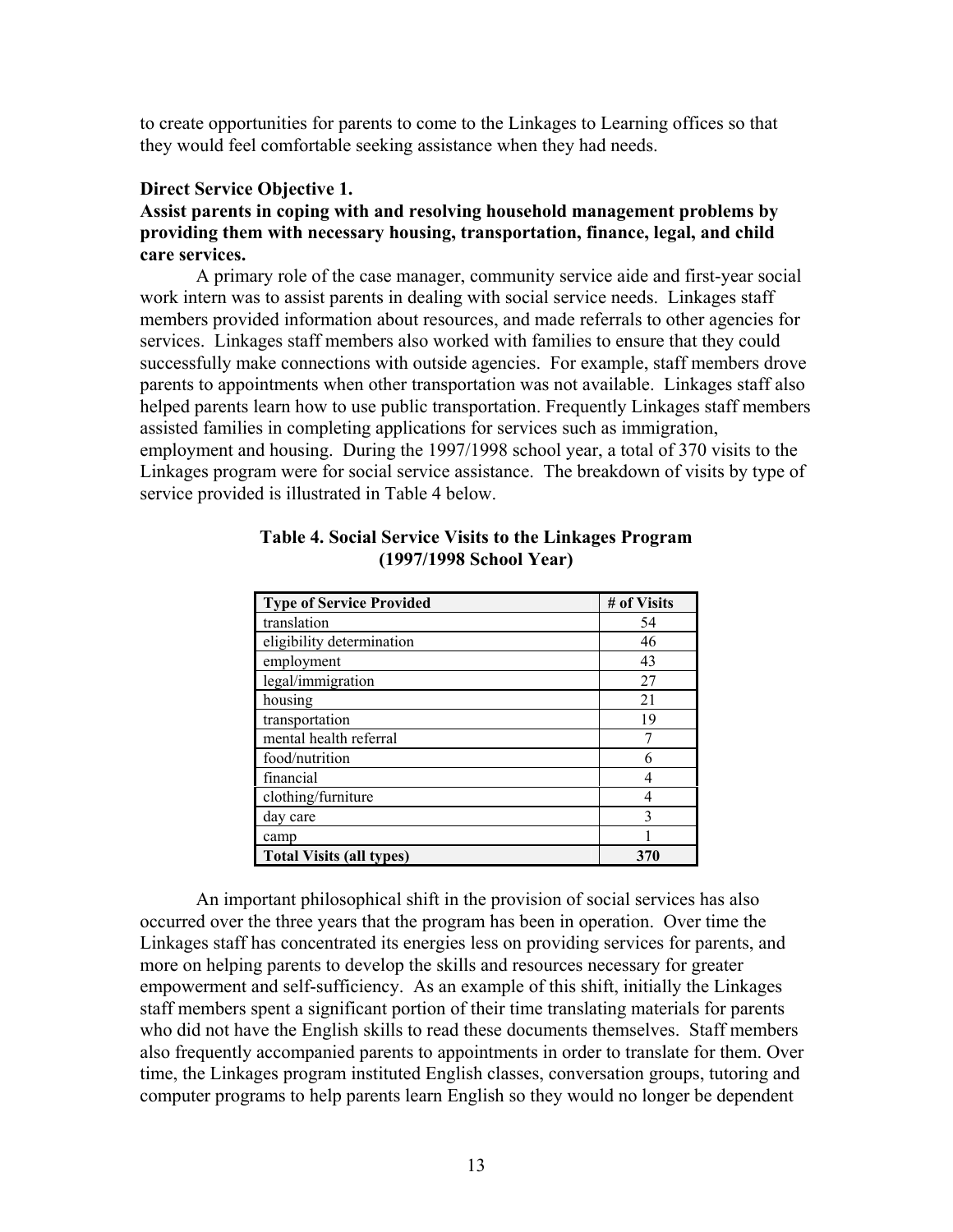to create opportunities for parents to come to the Linkages to Learning offices so that they would feel comfortable seeking assistance when they had needs.

**Direct Service Objective 1.**
**Assist parents in coping with and resolving household management problems by providing them with necessary housing, transportation, finance, legal, and child care services.**

A primary role of the case manager, community service aide and first-year social work intern was to assist parents in dealing with social service needs. Linkages staff members provided information about resources, and made referrals to other agencies for services. Linkages staff members also worked with families to ensure that they could successfully make connections with outside agencies. For example, staff members drove parents to appointments when other transportation was not available. Linkages staff also helped parents learn how to use public transportation. Frequently Linkages staff members assisted families in completing applications for services such as immigration, employment and housing. During the 1997/1998 school year, a total of 370 visits to the Linkages program were for social service assistance. The breakdown of visits by type of service provided is illustrated in Table 4 below.

**Table 4. Social Service Visits to the Linkages Program (1997/1998 School Year)**

| Type of Service Provided | # of Visits |
|---|---|
| translation | 54 |
| eligibility determination | 46 |
| employment | 43 |
| legal/immigration | 27 |
| housing | 21 |
| transportation | 19 |
| mental health referral | 7 |
| food/nutrition | 6 |
| financial | 4 |
| clothing/furniture | 4 |
| day care | 3 |
| camp | 1 |
| **Total Visits (all types)** | **370** |

An important philosophical shift in the provision of social services has also occurred over the three years that the program has been in operation. Over time the Linkages staff has concentrated its energies less on providing services for parents, and more on helping parents to develop the skills and resources necessary for greater empowerment and self-sufficiency. As an example of this shift, initially the Linkages staff members spent a significant portion of their time translating materials for parents who did not have the English skills to read these documents themselves. Staff members also frequently accompanied parents to appointments in order to translate for them. Over time, the Linkages program instituted English classes, conversation groups, tutoring and computer programs to help parents learn English so they would no longer be dependent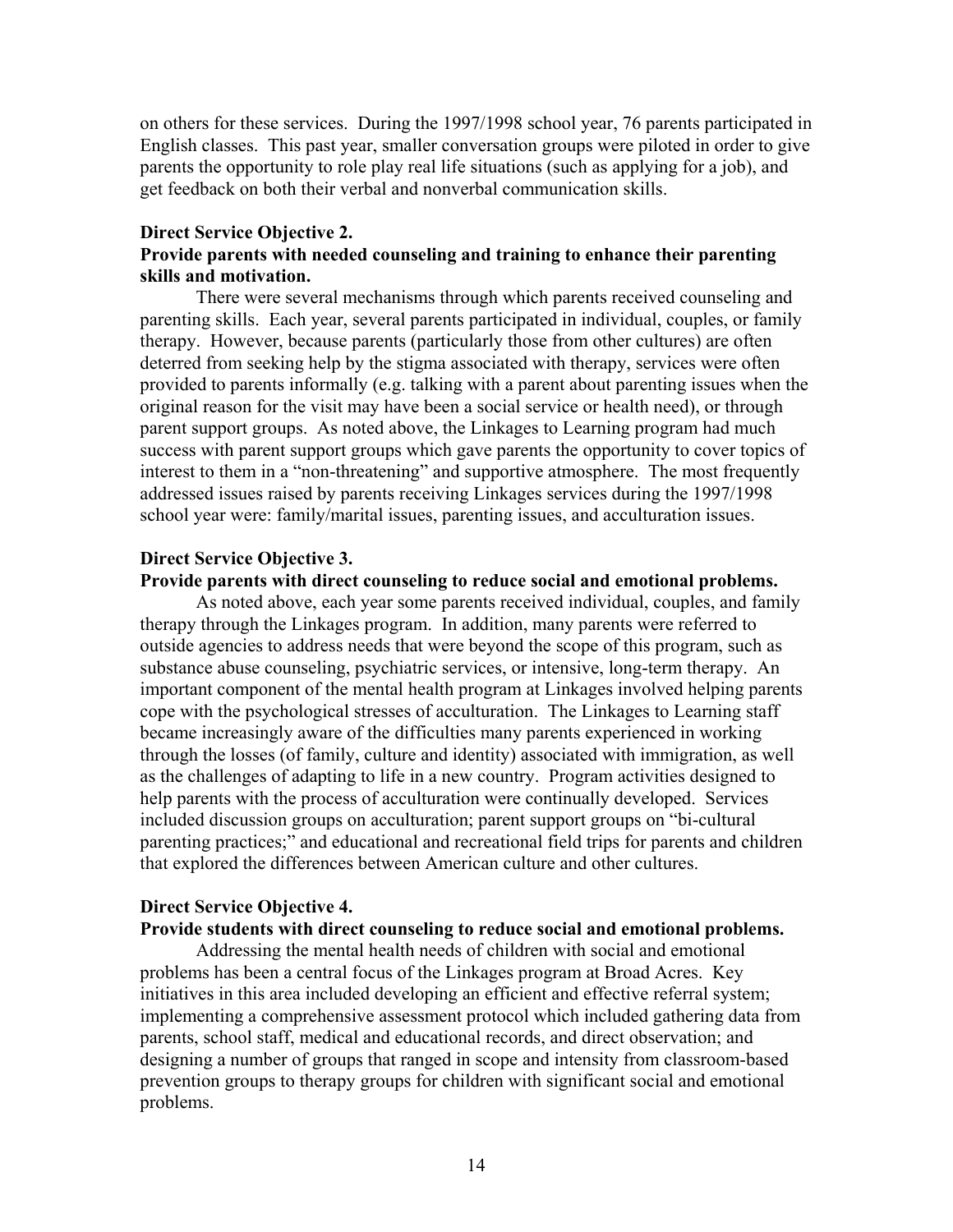on others for these services. During the 1997/1998 school year, 76 parents participated in English classes. This past year, smaller conversation groups were piloted in order to give parents the opportunity to role play real life situations (such as applying for a job), and get feedback on both their verbal and nonverbal communication skills.

**Direct Service Objective 2.**
**Provide parents with needed counseling and training to enhance their parenting skills and motivation.**

There were several mechanisms through which parents received counseling and parenting skills. Each year, several parents participated in individual, couples, or family therapy. However, because parents (particularly those from other cultures) are often deterred from seeking help by the stigma associated with therapy, services were often provided to parents informally (e.g. talking with a parent about parenting issues when the original reason for the visit may have been a social service or health need), or through parent support groups. As noted above, the Linkages to Learning program had much success with parent support groups which gave parents the opportunity to cover topics of interest to them in a "non-threatening" and supportive atmosphere. The most frequently addressed issues raised by parents receiving Linkages services during the 1997/1998 school year were: family/marital issues, parenting issues, and acculturation issues.

**Direct Service Objective 3.**
**Provide parents with direct counseling to reduce social and emotional problems.**

As noted above, each year some parents received individual, couples, and family therapy through the Linkages program. In addition, many parents were referred to outside agencies to address needs that were beyond the scope of this program, such as substance abuse counseling, psychiatric services, or intensive, long-term therapy. An important component of the mental health program at Linkages involved helping parents cope with the psychological stresses of acculturation. The Linkages to Learning staff became increasingly aware of the difficulties many parents experienced in working through the losses (of family, culture and identity) associated with immigration, as well as the challenges of adapting to life in a new country. Program activities designed to help parents with the process of acculturation were continually developed. Services included discussion groups on acculturation; parent support groups on "bi-cultural parenting practices;" and educational and recreational field trips for parents and children that explored the differences between American culture and other cultures.

**Direct Service Objective 4.**
**Provide students with direct counseling to reduce social and emotional problems.**

Addressing the mental health needs of children with social and emotional problems has been a central focus of the Linkages program at Broad Acres. Key initiatives in this area included developing an efficient and effective referral system; implementing a comprehensive assessment protocol which included gathering data from parents, school staff, medical and educational records, and direct observation; and designing a number of groups that ranged in scope and intensity from classroom-based prevention groups to therapy groups for children with significant social and emotional problems.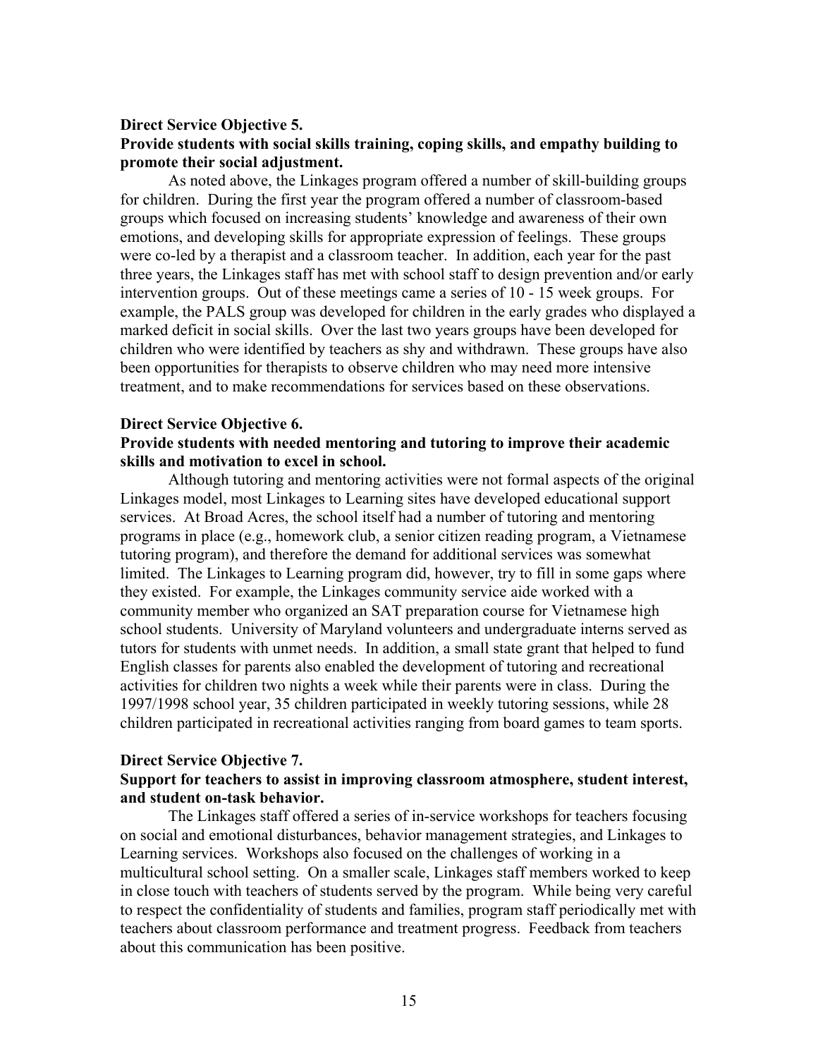**Direct Service Objective 5.**
**Provide students with social skills training, coping skills, and empathy building to promote their social adjustment.**

As noted above, the Linkages program offered a number of skill-building groups for children. During the first year the program offered a number of classroom-based groups which focused on increasing students' knowledge and awareness of their own emotions, and developing skills for appropriate expression of feelings. These groups were co-led by a therapist and a classroom teacher. In addition, each year for the past three years, the Linkages staff has met with school staff to design prevention and/or early intervention groups. Out of these meetings came a series of 10 - 15 week groups. For example, the PALS group was developed for children in the early grades who displayed a marked deficit in social skills. Over the last two years groups have been developed for children who were identified by teachers as shy and withdrawn. These groups have also been opportunities for therapists to observe children who may need more intensive treatment, and to make recommendations for services based on these observations.

**Direct Service Objective 6.**
**Provide students with needed mentoring and tutoring to improve their academic skills and motivation to excel in school.**

Although tutoring and mentoring activities were not formal aspects of the original Linkages model, most Linkages to Learning sites have developed educational support services. At Broad Acres, the school itself had a number of tutoring and mentoring programs in place (e.g., homework club, a senior citizen reading program, a Vietnamese tutoring program), and therefore the demand for additional services was somewhat limited. The Linkages to Learning program did, however, try to fill in some gaps where they existed. For example, the Linkages community service aide worked with a community member who organized an SAT preparation course for Vietnamese high school students. University of Maryland volunteers and undergraduate interns served as tutors for students with unmet needs. In addition, a small state grant that helped to fund English classes for parents also enabled the development of tutoring and recreational activities for children two nights a week while their parents were in class. During the 1997/1998 school year, 35 children participated in weekly tutoring sessions, while 28 children participated in recreational activities ranging from board games to team sports.

**Direct Service Objective 7.**
**Support for teachers to assist in improving classroom atmosphere, student interest, and student on-task behavior.**

The Linkages staff offered a series of in-service workshops for teachers focusing on social and emotional disturbances, behavior management strategies, and Linkages to Learning services. Workshops also focused on the challenges of working in a multicultural school setting. On a smaller scale, Linkages staff members worked to keep in close touch with teachers of students served by the program. While being very careful to respect the confidentiality of students and families, program staff periodically met with teachers about classroom performance and treatment progress. Feedback from teachers about this communication has been positive.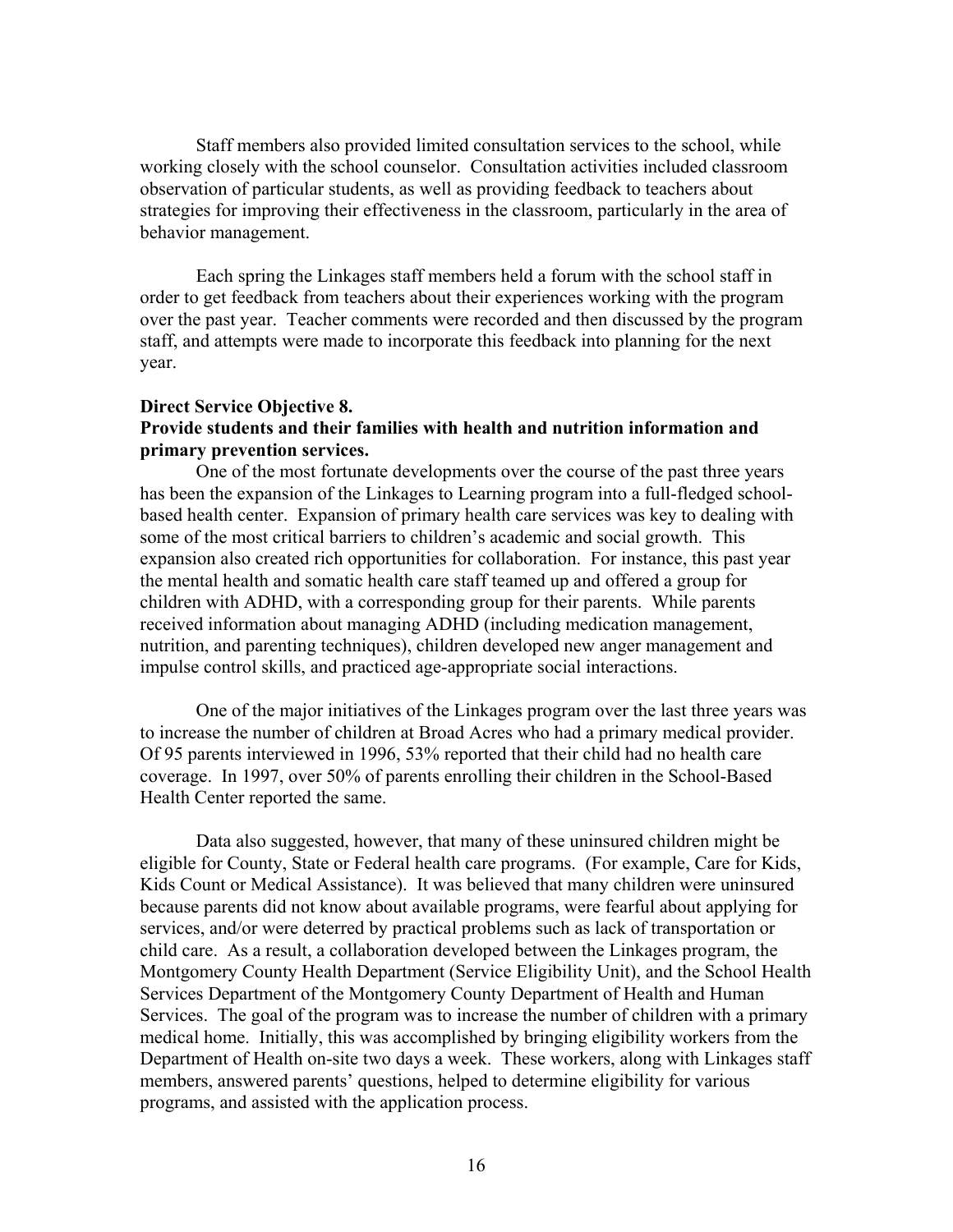Staff members also provided limited consultation services to the school, while working closely with the school counselor. Consultation activities included classroom observation of particular students, as well as providing feedback to teachers about strategies for improving their effectiveness in the classroom, particularly in the area of behavior management.

Each spring the Linkages staff members held a forum with the school staff in order to get feedback from teachers about their experiences working with the program over the past year. Teacher comments were recorded and then discussed by the program staff, and attempts were made to incorporate this feedback into planning for the next year.

**Direct Service Objective 8.**
**Provide students and their families with health and nutrition information and primary prevention services.**

One of the most fortunate developments over the course of the past three years has been the expansion of the Linkages to Learning program into a full-fledged school-based health center. Expansion of primary health care services was key to dealing with some of the most critical barriers to children's academic and social growth. This expansion also created rich opportunities for collaboration. For instance, this past year the mental health and somatic health care staff teamed up and offered a group for children with ADHD, with a corresponding group for their parents. While parents received information about managing ADHD (including medication management, nutrition, and parenting techniques), children developed new anger management and impulse control skills, and practiced age-appropriate social interactions.

One of the major initiatives of the Linkages program over the last three years was to increase the number of children at Broad Acres who had a primary medical provider. Of 95 parents interviewed in 1996, 53% reported that their child had no health care coverage. In 1997, over 50% of parents enrolling their children in the School-Based Health Center reported the same.

Data also suggested, however, that many of these uninsured children might be eligible for County, State or Federal health care programs. (For example, Care for Kids, Kids Count or Medical Assistance). It was believed that many children were uninsured because parents did not know about available programs, were fearful about applying for services, and/or were deterred by practical problems such as lack of transportation or child care. As a result, a collaboration developed between the Linkages program, the Montgomery County Health Department (Service Eligibility Unit), and the School Health Services Department of the Montgomery County Department of Health and Human Services. The goal of the program was to increase the number of children with a primary medical home. Initially, this was accomplished by bringing eligibility workers from the Department of Health on-site two days a week. These workers, along with Linkages staff members, answered parents' questions, helped to determine eligibility for various programs, and assisted with the application process.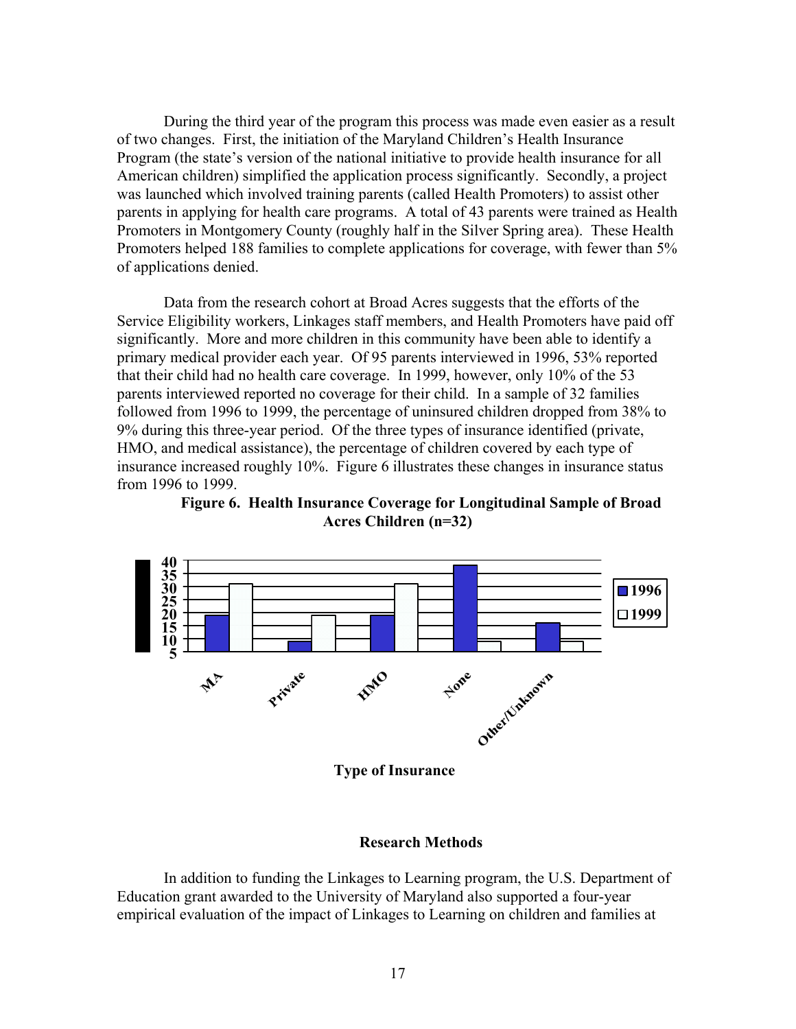During the third year of the program this process was made even easier as a result of two changes. First, the initiation of the Maryland Children's Health Insurance Program (the state's version of the national initiative to provide health insurance for all American children) simplified the application process significantly. Secondly, a project was launched which involved training parents (called Health Promoters) to assist other parents in applying for health care programs. A total of 43 parents were trained as Health Promoters in Montgomery County (roughly half in the Silver Spring area). These Health Promoters helped 188 families to complete applications for coverage, with fewer than 5% of applications denied.

Data from the research cohort at Broad Acres suggests that the efforts of the Service Eligibility workers, Linkages staff members, and Health Promoters have paid off significantly. More and more children in this community have been able to identify a primary medical provider each year. Of 95 parents interviewed in 1996, 53% reported that their child had no health care coverage. In 1999, however, only 10% of the 53 parents interviewed reported no coverage for their child. In a sample of 32 families followed from 1996 to 1999, the percentage of uninsured children dropped from 38% to 9% during this three-year period. Of the three types of insurance identified (private, HMO, and medical assistance), the percentage of children covered by each type of insurance increased roughly 10%. Figure 6 illustrates these changes in insurance status from 1996 to 1999.

**Figure 6. Health Insurance Coverage for Longitudinal Sample of Broad Acres Children (n=32)**

| Type of Insurance | 1996 | 1999 |
|---|---|---|
| MA | 19 | 31 |
| Private | 9 | 19 |
| HMO | 19 | 31 |
| None | 38 | 9 |
| Other/Unknown | 16 | 9 |

**Type of Insurance**

## Research Methods

In addition to funding the Linkages to Learning program, the U.S. Department of Education grant awarded to the University of Maryland also supported a four-year empirical evaluation of the impact of Linkages to Learning on children and families at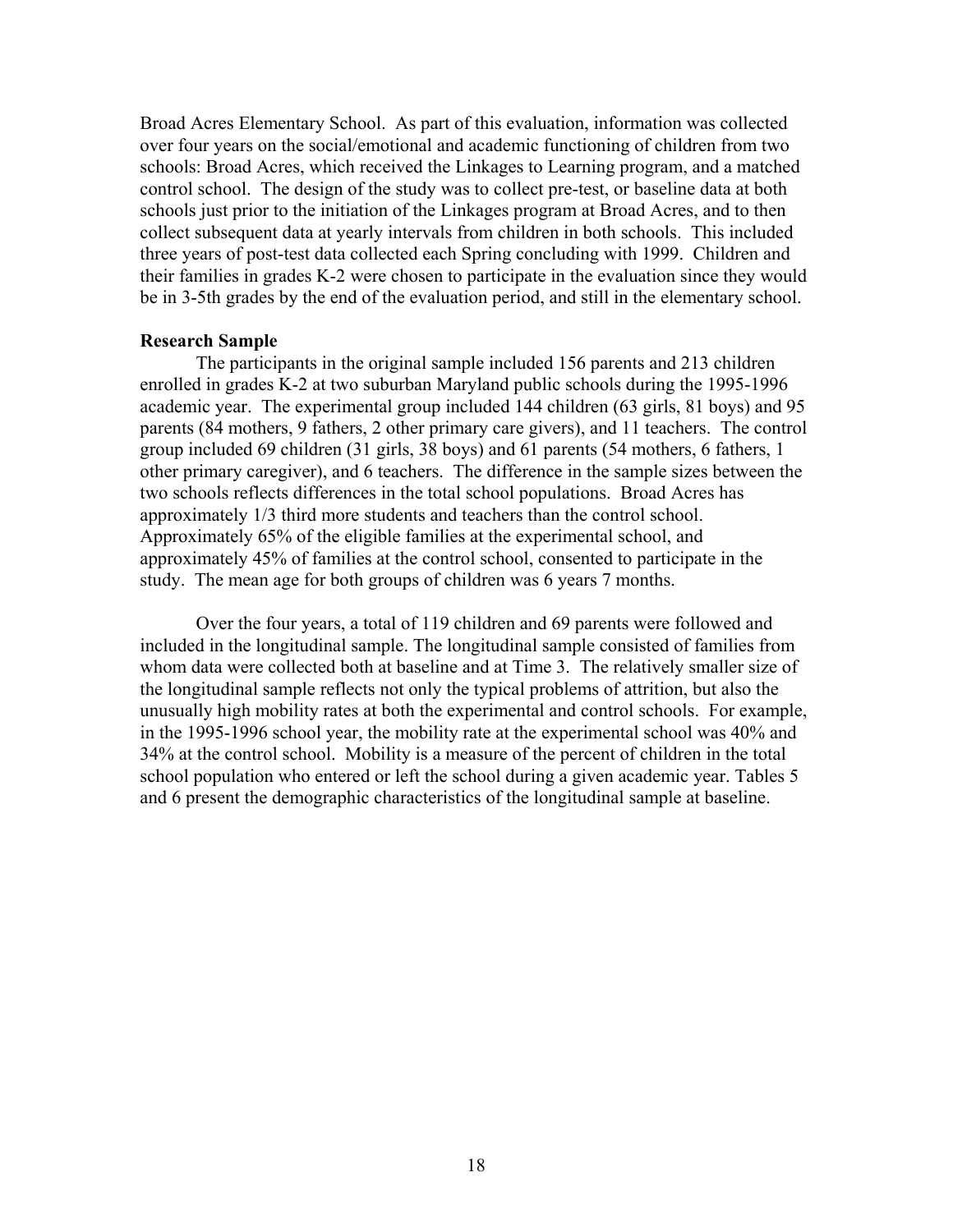Broad Acres Elementary School. As part of this evaluation, information was collected over four years on the social/emotional and academic functioning of children from two schools: Broad Acres, which received the Linkages to Learning program, and a matched control school. The design of the study was to collect pre-test, or baseline data at both schools just prior to the initiation of the Linkages program at Broad Acres, and to then collect subsequent data at yearly intervals from children in both schools. This included three years of post-test data collected each Spring concluding with 1999. Children and their families in grades K-2 were chosen to participate in the evaluation since they would be in 3-5th grades by the end of the evaluation period, and still in the elementary school.

**Research Sample**

The participants in the original sample included 156 parents and 213 children enrolled in grades K-2 at two suburban Maryland public schools during the 1995-1996 academic year. The experimental group included 144 children (63 girls, 81 boys) and 95 parents (84 mothers, 9 fathers, 2 other primary care givers), and 11 teachers. The control group included 69 children (31 girls, 38 boys) and 61 parents (54 mothers, 6 fathers, 1 other primary caregiver), and 6 teachers. The difference in the sample sizes between the two schools reflects differences in the total school populations. Broad Acres has approximately 1/3 third more students and teachers than the control school. Approximately 65% of the eligible families at the experimental school, and approximately 45% of families at the control school, consented to participate in the study. The mean age for both groups of children was 6 years 7 months.

Over the four years, a total of 119 children and 69 parents were followed and included in the longitudinal sample. The longitudinal sample consisted of families from whom data were collected both at baseline and at Time 3. The relatively smaller size of the longitudinal sample reflects not only the typical problems of attrition, but also the unusually high mobility rates at both the experimental and control schools. For example, in the 1995-1996 school year, the mobility rate at the experimental school was 40% and 34% at the control school. Mobility is a measure of the percent of children in the total school population who entered or left the school during a given academic year. Tables 5 and 6 present the demographic characteristics of the longitudinal sample at baseline.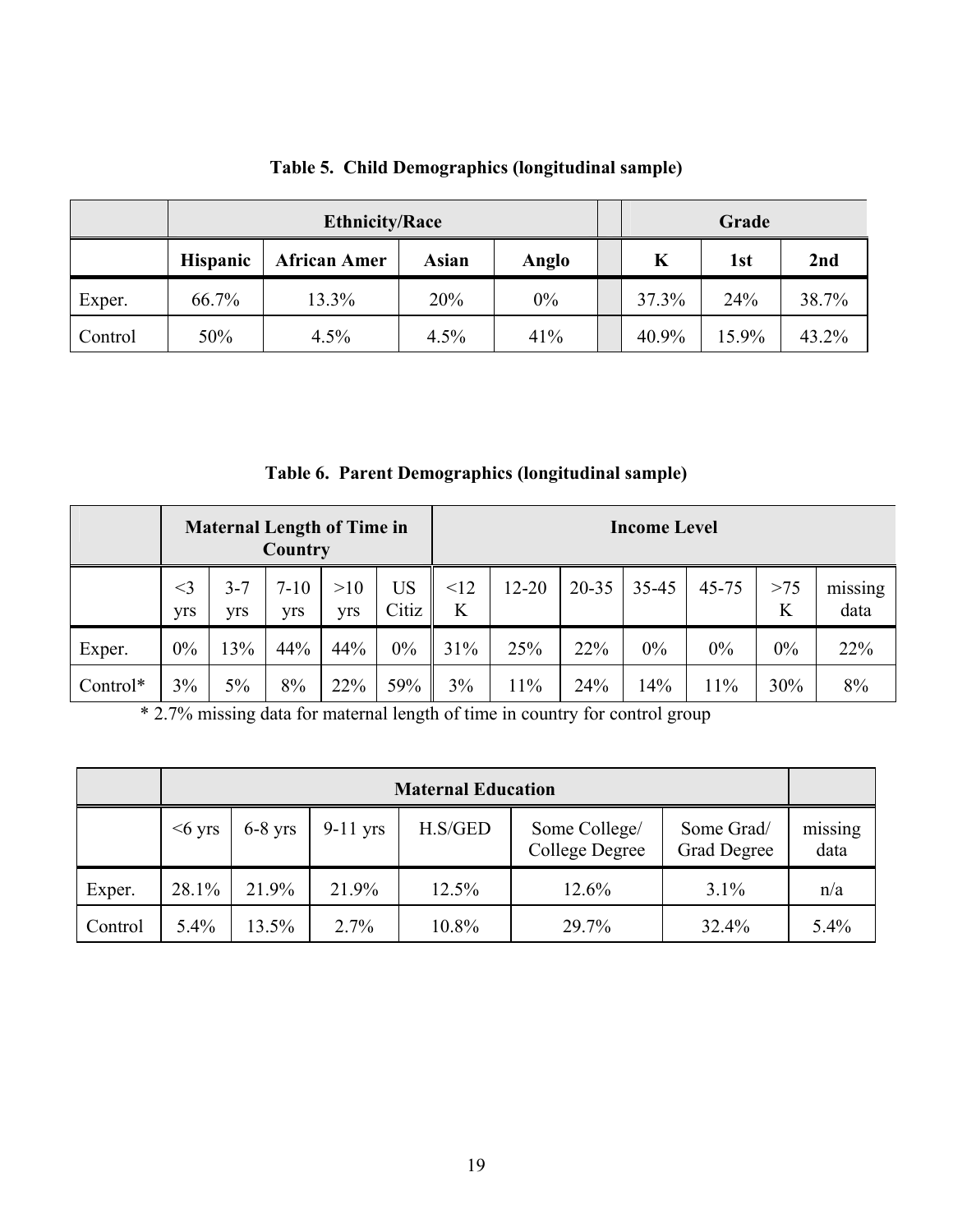**Table 5. Child Demographics (longitudinal sample)**

| | Ethnicity/Race | | | | | Grade | | |
|---|---|---|---|---|---|---|---|---|
| | Hispanic | African Amer | Asian | Anglo | | K | 1st | 2nd |
| Exper. | 66.7% | 13.3% | 20% | 0% | | 37.3% | 24% | 38.7% |
| Control | 50% | 4.5% | 4.5% | 41% | | 40.9% | 15.9% | 43.2% |

**Table 6. Parent Demographics (longitudinal sample)**

| | Maternal Length of Time in Country | | | | | Income Level | | | | | | |
|---|---|---|---|---|---|---|---|---|---|---|---|---|
| | <3 yrs | 3-7 yrs | 7-10 yrs | >10 yrs | US Citiz | <12 K | 12-20 | 20-35 | 35-45 | 45-75 | >75 K | missing data |
| Exper. | 0% | 13% | 44% | 44% | 0% | 31% | 25% | 22% | 0% | 0% | 0% | 22% |
| Control* | 3% | 5% | 8% | 22% | 59% | 3% | 11% | 24% | 14% | 11% | 30% | 8% |

\* 2.7% missing data for maternal length of time in country for control group

| | Maternal Education | | | | | | |
|---|---|---|---|---|---|---|---|
| | <6 yrs | 6-8 yrs | 9-11 yrs | H.S/GED | Some College/ College Degree | Some Grad/ Grad Degree | missing data |
| Exper. | 28.1% | 21.9% | 21.9% | 12.5% | 12.6% | 3.1% | n/a |
| Control | 5.4% | 13.5% | 2.7% | 10.8% | 29.7% | 32.4% | 5.4% |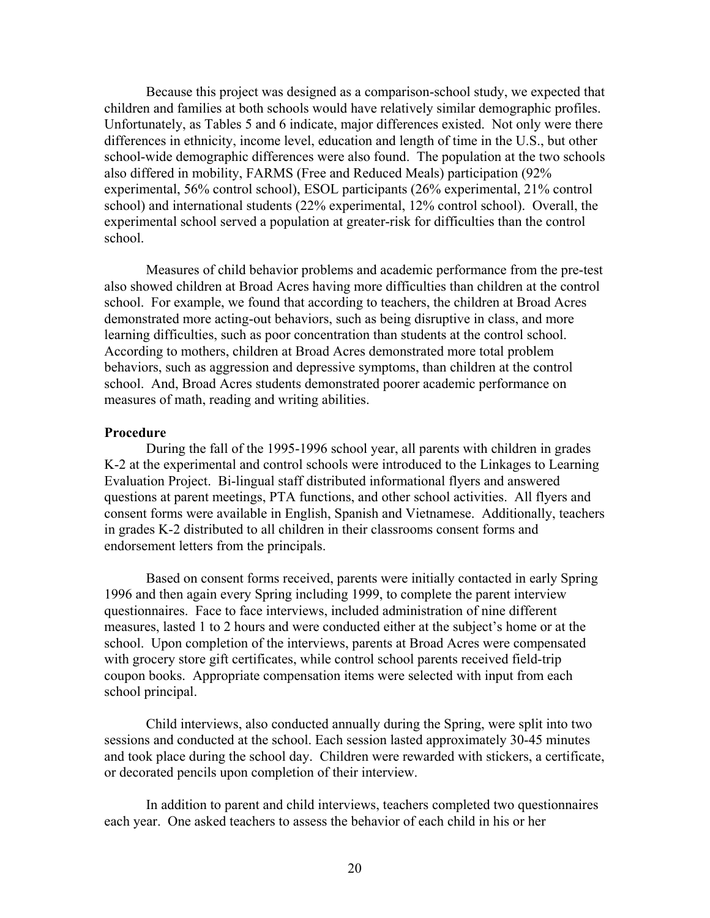Because this project was designed as a comparison-school study, we expected that children and families at both schools would have relatively similar demographic profiles. Unfortunately, as Tables 5 and 6 indicate, major differences existed. Not only were there differences in ethnicity, income level, education and length of time in the U.S., but other school-wide demographic differences were also found. The population at the two schools also differed in mobility, FARMS (Free and Reduced Meals) participation (92% experimental, 56% control school), ESOL participants (26% experimental, 21% control school) and international students (22% experimental, 12% control school). Overall, the experimental school served a population at greater-risk for difficulties than the control school.

Measures of child behavior problems and academic performance from the pre-test also showed children at Broad Acres having more difficulties than children at the control school. For example, we found that according to teachers, the children at Broad Acres demonstrated more acting-out behaviors, such as being disruptive in class, and more learning difficulties, such as poor concentration than students at the control school. According to mothers, children at Broad Acres demonstrated more total problem behaviors, such as aggression and depressive symptoms, than children at the control school. And, Broad Acres students demonstrated poorer academic performance on measures of math, reading and writing abilities.

**Procedure**

During the fall of the 1995-1996 school year, all parents with children in grades K-2 at the experimental and control schools were introduced to the Linkages to Learning Evaluation Project. Bi-lingual staff distributed informational flyers and answered questions at parent meetings, PTA functions, and other school activities. All flyers and consent forms were available in English, Spanish and Vietnamese. Additionally, teachers in grades K-2 distributed to all children in their classrooms consent forms and endorsement letters from the principals.

Based on consent forms received, parents were initially contacted in early Spring 1996 and then again every Spring including 1999, to complete the parent interview questionnaires. Face to face interviews, included administration of nine different measures, lasted 1 to 2 hours and were conducted either at the subject's home or at the school. Upon completion of the interviews, parents at Broad Acres were compensated with grocery store gift certificates, while control school parents received field-trip coupon books. Appropriate compensation items were selected with input from each school principal.

Child interviews, also conducted annually during the Spring, were split into two sessions and conducted at the school. Each session lasted approximately 30-45 minutes and took place during the school day. Children were rewarded with stickers, a certificate, or decorated pencils upon completion of their interview.

In addition to parent and child interviews, teachers completed two questionnaires each year. One asked teachers to assess the behavior of each child in his or her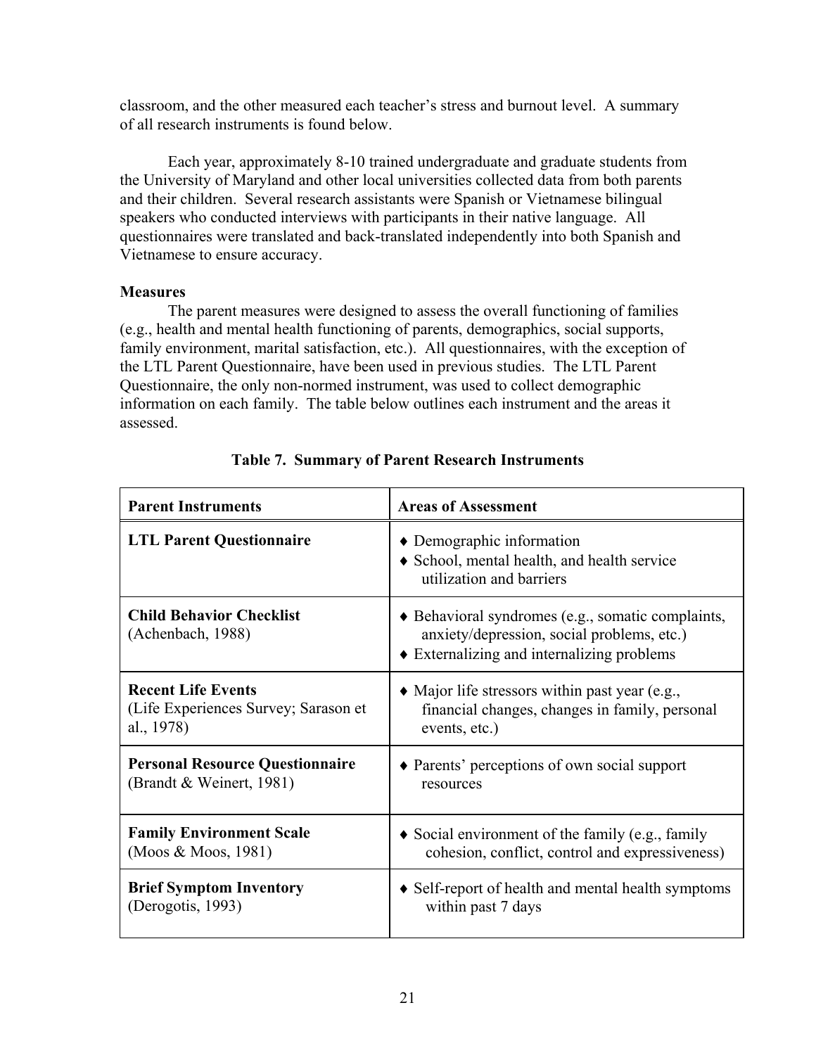classroom, and the other measured each teacher's stress and burnout level. A summary of all research instruments is found below.

Each year, approximately 8-10 trained undergraduate and graduate students from the University of Maryland and other local universities collected data from both parents and their children. Several research assistants were Spanish or Vietnamese bilingual speakers who conducted interviews with participants in their native language. All questionnaires were translated and back-translated independently into both Spanish and Vietnamese to ensure accuracy.

**Measures**

The parent measures were designed to assess the overall functioning of families (e.g., health and mental health functioning of parents, demographics, social supports, family environment, marital satisfaction, etc.). All questionnaires, with the exception of the LTL Parent Questionnaire, have been used in previous studies. The LTL Parent Questionnaire, the only non-normed instrument, was used to collect demographic information on each family. The table below outlines each instrument and the areas it assessed.

**Table 7. Summary of Parent Research Instruments**

| Parent Instruments | Areas of Assessment |
|---|---|
| **LTL Parent Questionnaire** | ♦ Demographic information<br>♦ School, mental health, and health service utilization and barriers |
| **Child Behavior Checklist** (Achenbach, 1988) | ♦ Behavioral syndromes (e.g., somatic complaints, anxiety/depression, social problems, etc.)<br>♦ Externalizing and internalizing problems |
| **Recent Life Events** (Life Experiences Survey; Sarason et al., 1978) | ♦ Major life stressors within past year (e.g., financial changes, changes in family, personal events, etc.) |
| **Personal Resource Questionnaire** (Brandt & Weinert, 1981) | ♦ Parents' perceptions of own social support resources |
| **Family Environment Scale** (Moos & Moos, 1981) | ♦ Social environment of the family (e.g., family cohesion, conflict, control and expressiveness) |
| **Brief Symptom Inventory** (Derogotis, 1993) | ♦ Self-report of health and mental health symptoms within past 7 days |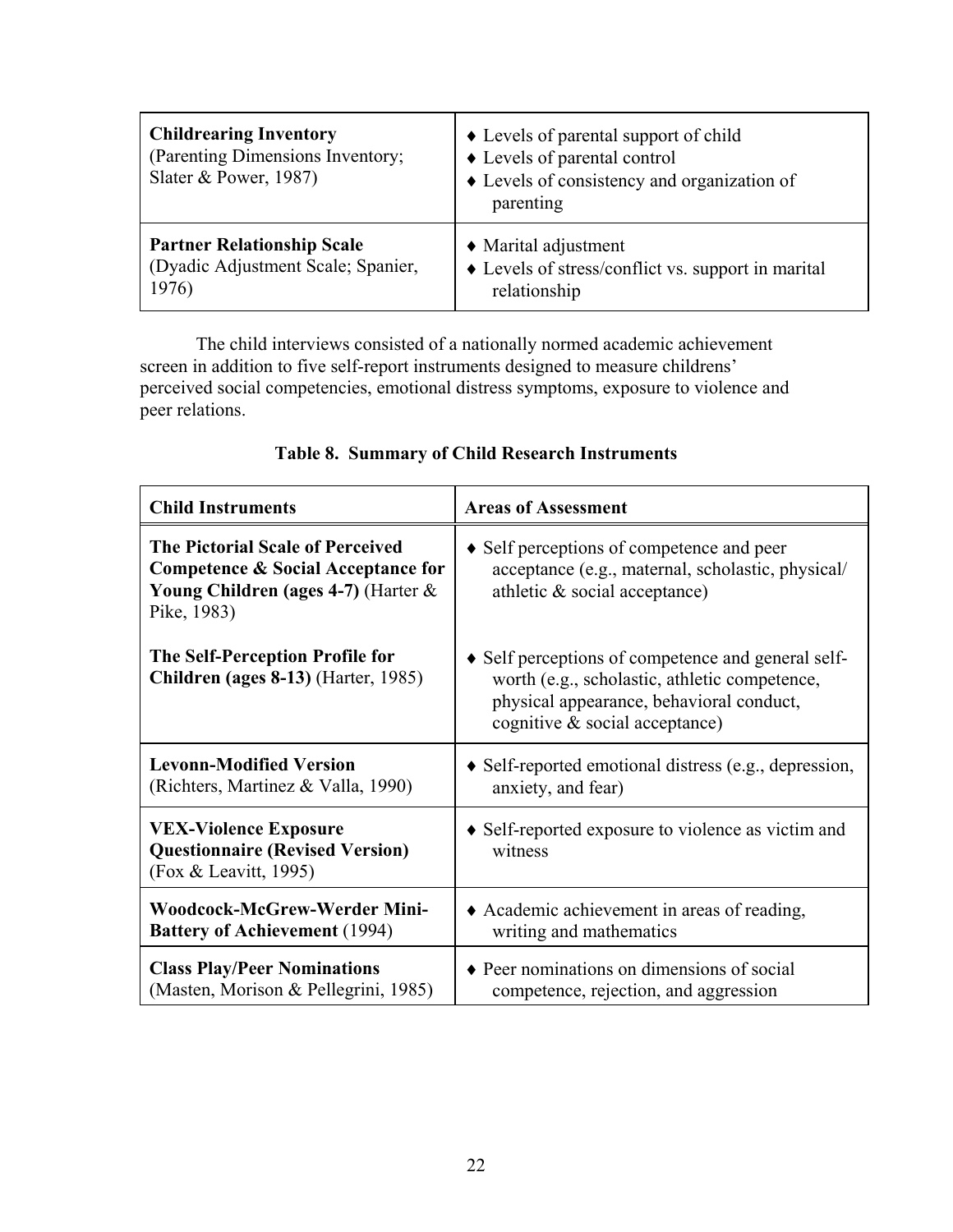| **Childrearing Inventory** (Parenting Dimensions Inventory; Slater & Power, 1987) | ♦ Levels of parental support of child<br>♦ Levels of parental control<br>♦ Levels of consistency and organization of parenting |
|---|---|
| **Partner Relationship Scale** (Dyadic Adjustment Scale; Spanier, 1976) | ♦ Marital adjustment<br>♦ Levels of stress/conflict vs. support in marital relationship |

The child interviews consisted of a nationally normed academic achievement screen in addition to five self-report instruments designed to measure childrens' perceived social competencies, emotional distress symptoms, exposure to violence and peer relations.

**Table 8. Summary of Child Research Instruments**

| Child Instruments | Areas of Assessment |
|---|---|
| **The Pictorial Scale of Perceived Competence & Social Acceptance for Young Children (ages 4-7)** (Harter & Pike, 1983)<br><br>**The Self-Perception Profile for Children (ages 8-13)** (Harter, 1985) | ♦ Self perceptions of competence and peer acceptance (e.g., maternal, scholastic, physical/ athletic & social acceptance)<br><br>♦ Self perceptions of competence and general self-worth (e.g., scholastic, athletic competence, physical appearance, behavioral conduct, cognitive & social acceptance) |
| **Levonn-Modified Version** (Richters, Martinez & Valla, 1990) | ♦ Self-reported emotional distress (e.g., depression, anxiety, and fear) |
| **VEX-Violence Exposure Questionnaire (Revised Version)** (Fox & Leavitt, 1995) | ♦ Self-reported exposure to violence as victim and witness |
| **Woodcock-McGrew-Werder Mini-Battery of Achievement** (1994) | ♦ Academic achievement in areas of reading, writing and mathematics |
| **Class Play/Peer Nominations** (Masten, Morison & Pellegrini, 1985) | ♦ Peer nominations on dimensions of social competence, rejection, and aggression |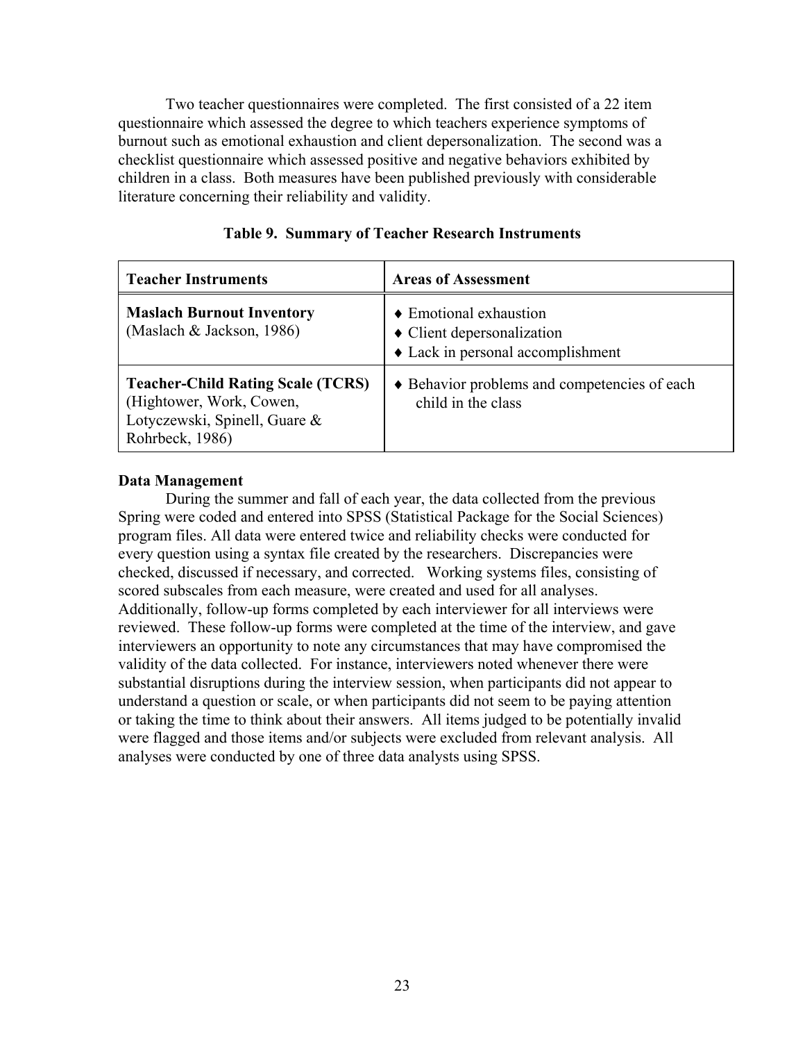Two teacher questionnaires were completed. The first consisted of a 22 item questionnaire which assessed the degree to which teachers experience symptoms of burnout such as emotional exhaustion and client depersonalization. The second was a checklist questionnaire which assessed positive and negative behaviors exhibited by children in a class. Both measures have been published previously with considerable literature concerning their reliability and validity.

**Table 9. Summary of Teacher Research Instruments**

| Teacher Instruments | Areas of Assessment |
| --- | --- |
| **Maslach Burnout Inventory** (Maslach & Jackson, 1986) | ♦ Emotional exhaustion<br>♦ Client depersonalization<br>♦ Lack in personal accomplishment |
| **Teacher-Child Rating Scale (TCRS)** (Hightower, Work, Cowen, Lotyczewski, Spinell, Guare & Rohrbeck, 1986) | ♦ Behavior problems and competencies of each child in the class |

**Data Management**

During the summer and fall of each year, the data collected from the previous Spring were coded and entered into SPSS (Statistical Package for the Social Sciences) program files. All data were entered twice and reliability checks were conducted for every question using a syntax file created by the researchers. Discrepancies were checked, discussed if necessary, and corrected. Working systems files, consisting of scored subscales from each measure, were created and used for all analyses. Additionally, follow-up forms completed by each interviewer for all interviews were reviewed. These follow-up forms were completed at the time of the interview, and gave interviewers an opportunity to note any circumstances that may have compromised the validity of the data collected. For instance, interviewers noted whenever there were substantial disruptions during the interview session, when participants did not appear to understand a question or scale, or when participants did not seem to be paying attention or taking the time to think about their answers. All items judged to be potentially invalid were flagged and those items and/or subjects were excluded from relevant analysis. All analyses were conducted by one of three data analysts using SPSS.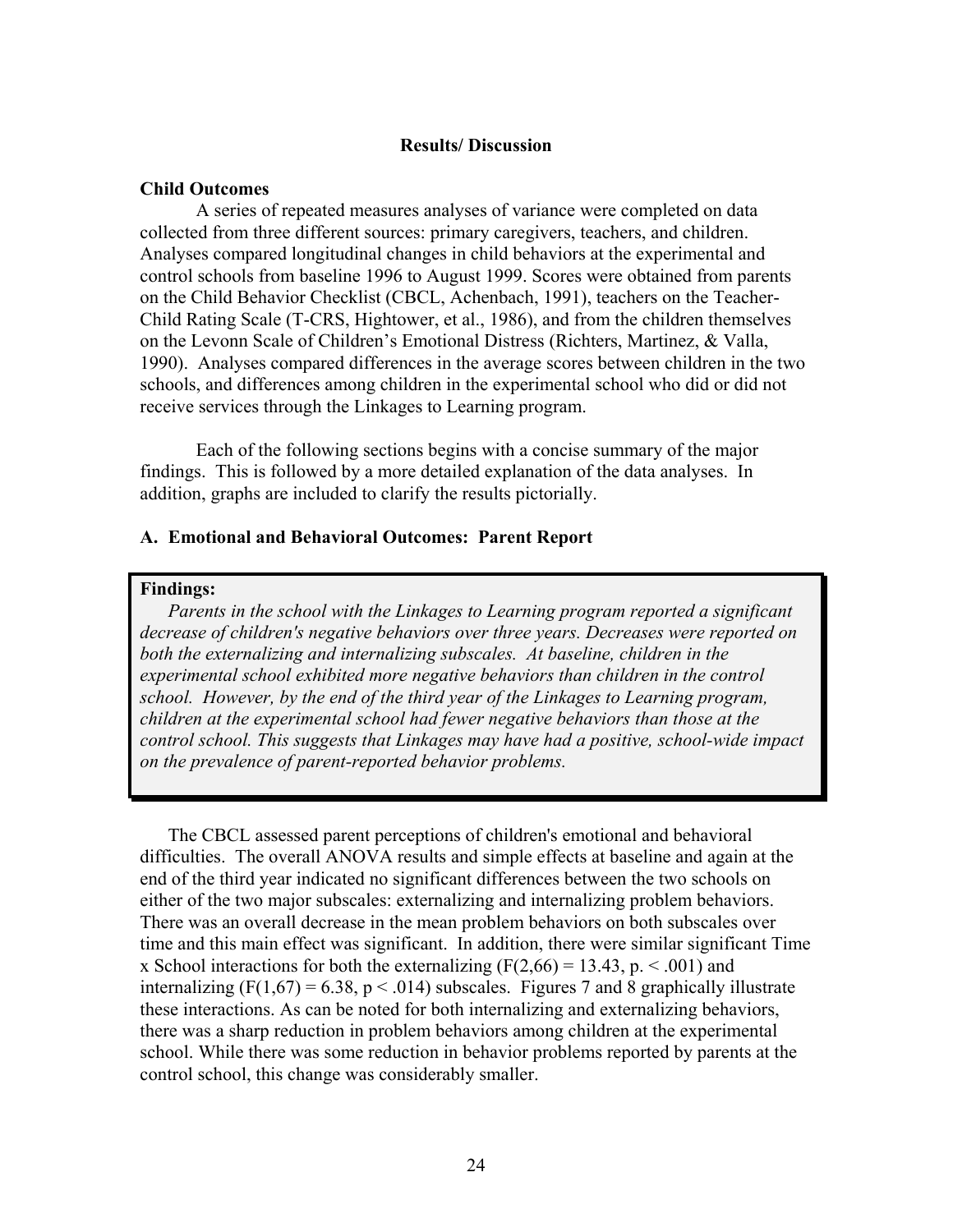## Results/ Discussion

### Child Outcomes

A series of repeated measures analyses of variance were completed on data collected from three different sources: primary caregivers, teachers, and children. Analyses compared longitudinal changes in child behaviors at the experimental and control schools from baseline 1996 to August 1999. Scores were obtained from parents on the Child Behavior Checklist (CBCL, Achenbach, 1991), teachers on the Teacher-Child Rating Scale (T-CRS, Hightower, et al., 1986), and from the children themselves on the Levonn Scale of Children's Emotional Distress (Richters, Martinez, & Valla, 1990). Analyses compared differences in the average scores between children in the two schools, and differences among children in the experimental school who did or did not receive services through the Linkages to Learning program.

Each of the following sections begins with a concise summary of the major findings. This is followed by a more detailed explanation of the data analyses. In addition, graphs are included to clarify the results pictorially.

### A. Emotional and Behavioral Outcomes: Parent Report

**Findings:**

*Parents in the school with the Linkages to Learning program reported a significant decrease of children's negative behaviors over three years. Decreases were reported on both the externalizing and internalizing subscales. At baseline, children in the experimental school exhibited more negative behaviors than children in the control school. However, by the end of the third year of the Linkages to Learning program, children at the experimental school had fewer negative behaviors than those at the control school. This suggests that Linkages may have had a positive, school-wide impact on the prevalence of parent-reported behavior problems.*

The CBCL assessed parent perceptions of children's emotional and behavioral difficulties. The overall ANOVA results and simple effects at baseline and again at the end of the third year indicated no significant differences between the two schools on either of the two major subscales: externalizing and internalizing problem behaviors. There was an overall decrease in the mean problem behaviors on both subscales over time and this main effect was significant. In addition, there were similar significant Time x School interactions for both the externalizing ($F(2,66) = 13.43$, $p. < .001$) and internalizing ($F(1,67) = 6.38$, $p < .014$) subscales. Figures 7 and 8 graphically illustrate these interactions. As can be noted for both internalizing and externalizing behaviors, there was a sharp reduction in problem behaviors among children at the experimental school. While there was some reduction in behavior problems reported by parents at the control school, this change was considerably smaller.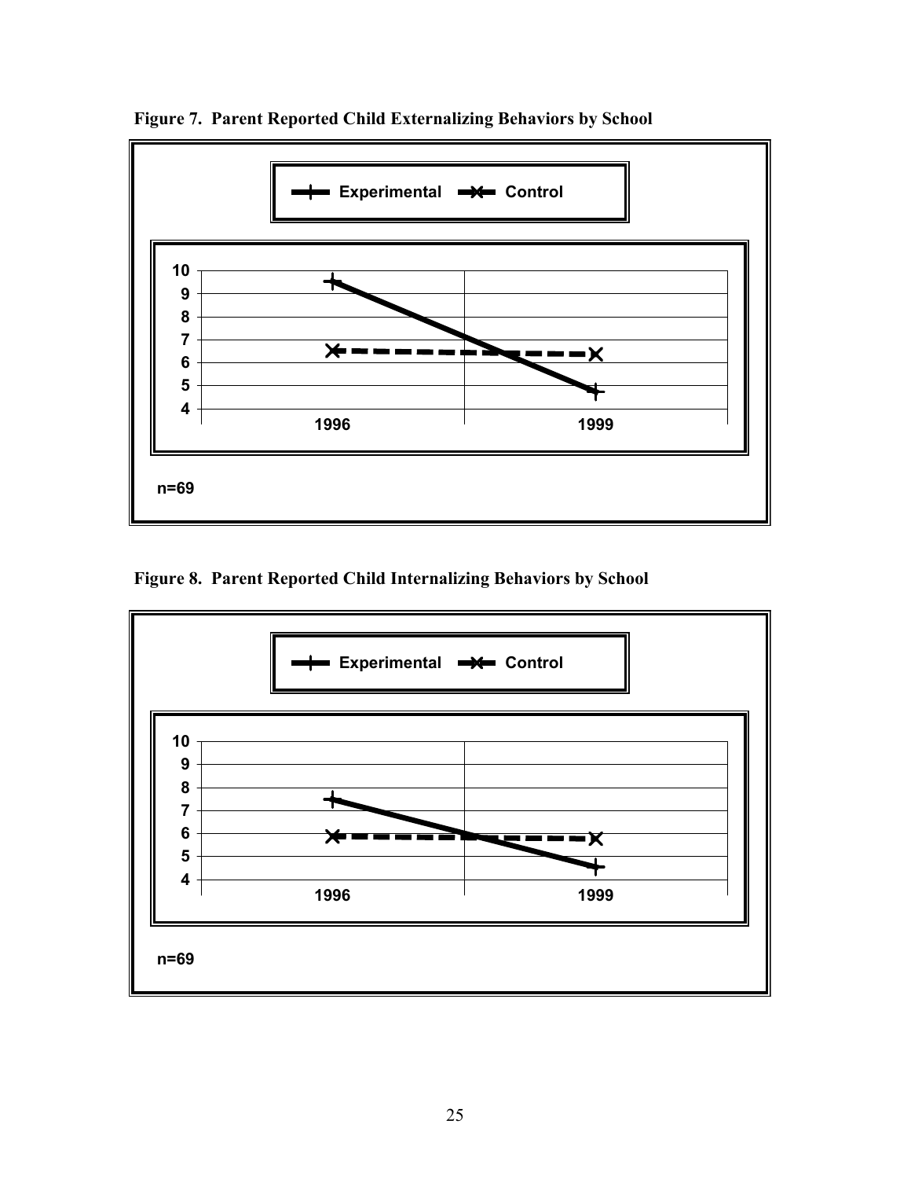**Figure 7. Parent Reported Child Externalizing Behaviors by School**

Experimental | Control

10
9
8
7
6
5
4

1996 | 1999

n=69

**Figure 8. Parent Reported Child Internalizing Behaviors by School**

Experimental | Control

10
9
8
7
6
5
4

1996 | 1999

n=69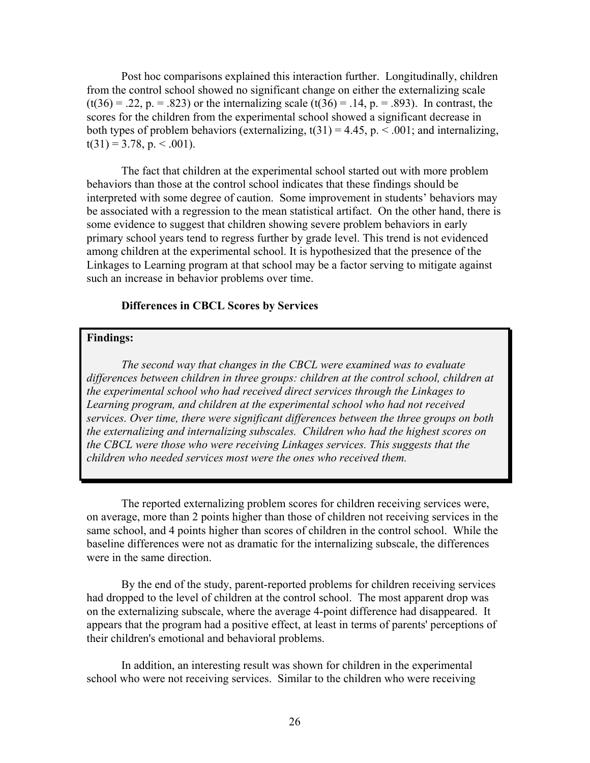Post hoc comparisons explained this interaction further. Longitudinally, children from the control school showed no significant change on either the externalizing scale ($t(36) = .22$, $p = .823$) or the internalizing scale ($t(36) = .14$, $p = .893$). In contrast, the scores for the children from the experimental school showed a significant decrease in both types of problem behaviors (externalizing, $t(31) = 4.45$, $p < .001$; and internalizing, $t(31) = 3.78$, $p < .001$).

The fact that children at the experimental school started out with more problem behaviors than those at the control school indicates that these findings should be interpreted with some degree of caution. Some improvement in students' behaviors may be associated with a regression to the mean statistical artifact. On the other hand, there is some evidence to suggest that children showing severe problem behaviors in early primary school years tend to regress further by grade level. This trend is not evidenced among children at the experimental school. It is hypothesized that the presence of the Linkages to Learning program at that school may be a factor serving to mitigate against such an increase in behavior problems over time.

### Differences in CBCL Scores by Services

**Findings:**

*The second way that changes in the CBCL were examined was to evaluate differences between children in three groups: children at the control school, children at the experimental school who had received direct services through the Linkages to Learning program, and children at the experimental school who had not received services. Over time, there were significant differences between the three groups on both the externalizing and internalizing subscales. Children who had the highest scores on the CBCL were those who were receiving Linkages services. This suggests that the children who needed services most were the ones who received them.*

The reported externalizing problem scores for children receiving services were, on average, more than 2 points higher than those of children not receiving services in the same school, and 4 points higher than scores of children in the control school. While the baseline differences were not as dramatic for the internalizing subscale, the differences were in the same direction.

By the end of the study, parent-reported problems for children receiving services had dropped to the level of children at the control school. The most apparent drop was on the externalizing subscale, where the average 4-point difference had disappeared. It appears that the program had a positive effect, at least in terms of parents' perceptions of their children's emotional and behavioral problems.

In addition, an interesting result was shown for children in the experimental school who were not receiving services. Similar to the children who were receiving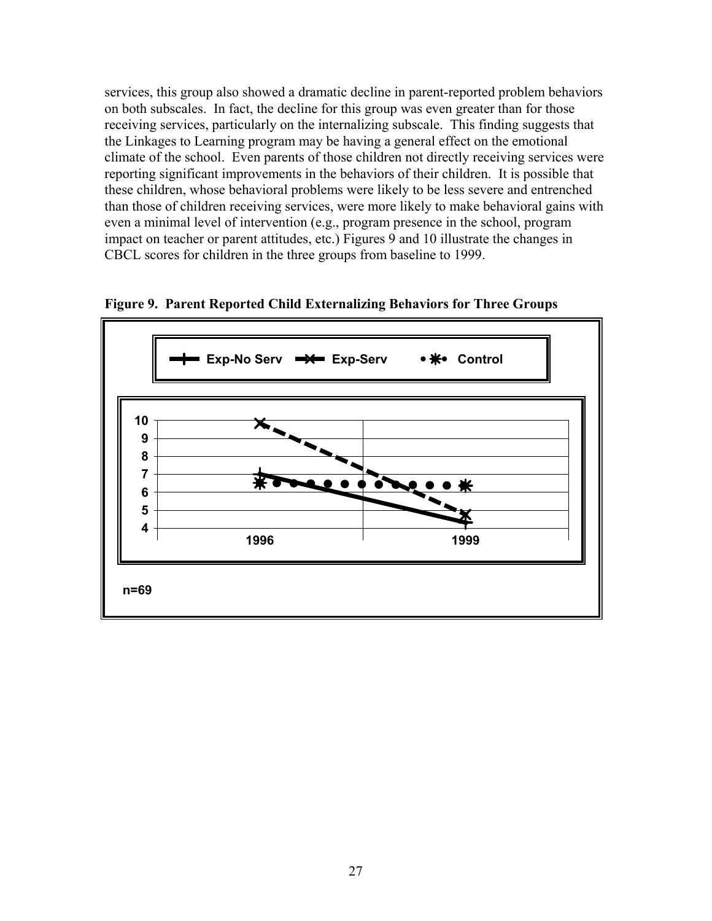services, this group also showed a dramatic decline in parent-reported problem behaviors on both subscales. In fact, the decline for this group was even greater than for those receiving services, particularly on the internalizing subscale. This finding suggests that the Linkages to Learning program may be having a general effect on the emotional climate of the school. Even parents of those children not directly receiving services were reporting significant improvements in the behaviors of their children. It is possible that these children, whose behavioral problems were likely to be less severe and entrenched than those of children receiving services, were more likely to make behavioral gains with even a minimal level of intervention (e.g., program presence in the school, program impact on teacher or parent attitudes, etc.) Figures 9 and 10 illustrate the changes in CBCL scores for children in the three groups from baseline to 1999.

**Figure 9. Parent Reported Child Externalizing Behaviors for Three Groups**

Exp-No Serv | Exp-Serv | Control

n=69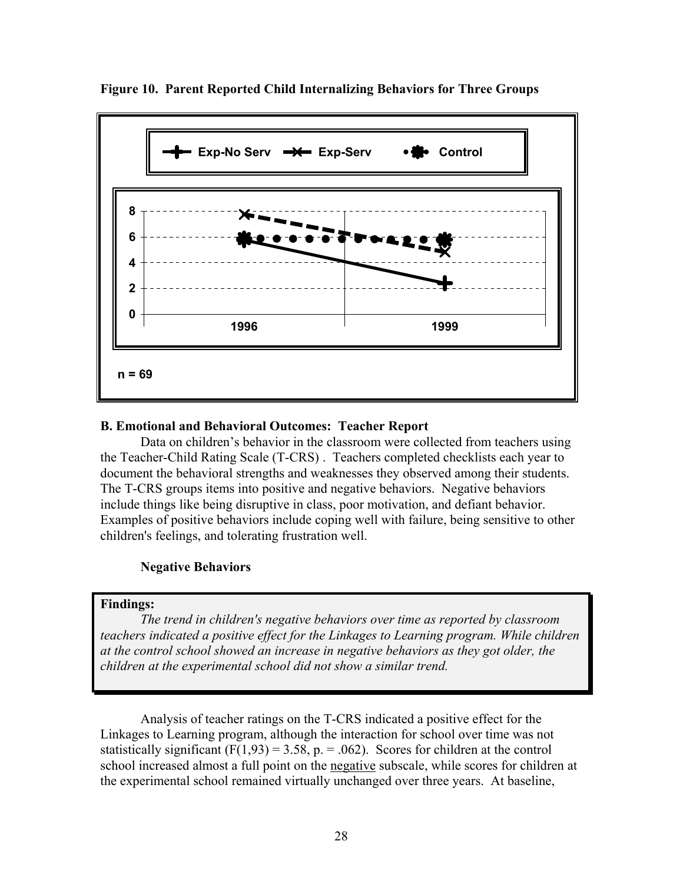**Figure 10. Parent Reported Child Internalizing Behaviors for Three Groups**

n = 69

### B. Emotional and Behavioral Outcomes: Teacher Report

Data on children's behavior in the classroom were collected from teachers using the Teacher-Child Rating Scale (T-CRS) . Teachers completed checklists each year to document the behavioral strengths and weaknesses they observed among their students. The T-CRS groups items into positive and negative behaviors. Negative behaviors include things like being disruptive in class, poor motivation, and defiant behavior. Examples of positive behaviors include coping well with failure, being sensitive to other children's feelings, and tolerating frustration well.

#### Negative Behaviors

**Findings:**

*The trend in children's negative behaviors over time as reported by classroom teachers indicated a positive effect for the Linkages to Learning program. While children at the control school showed an increase in negative behaviors as they got older, the children at the experimental school did not show a similar trend.*

Analysis of teacher ratings on the T-CRS indicated a positive effect for the Linkages to Learning program, although the interaction for school over time was not statistically significant ($F(1,93) = 3.58$, $p. = .062$). Scores for children at the control school increased almost a full point on the negative subscale, while scores for children at the experimental school remained virtually unchanged over three years. At baseline,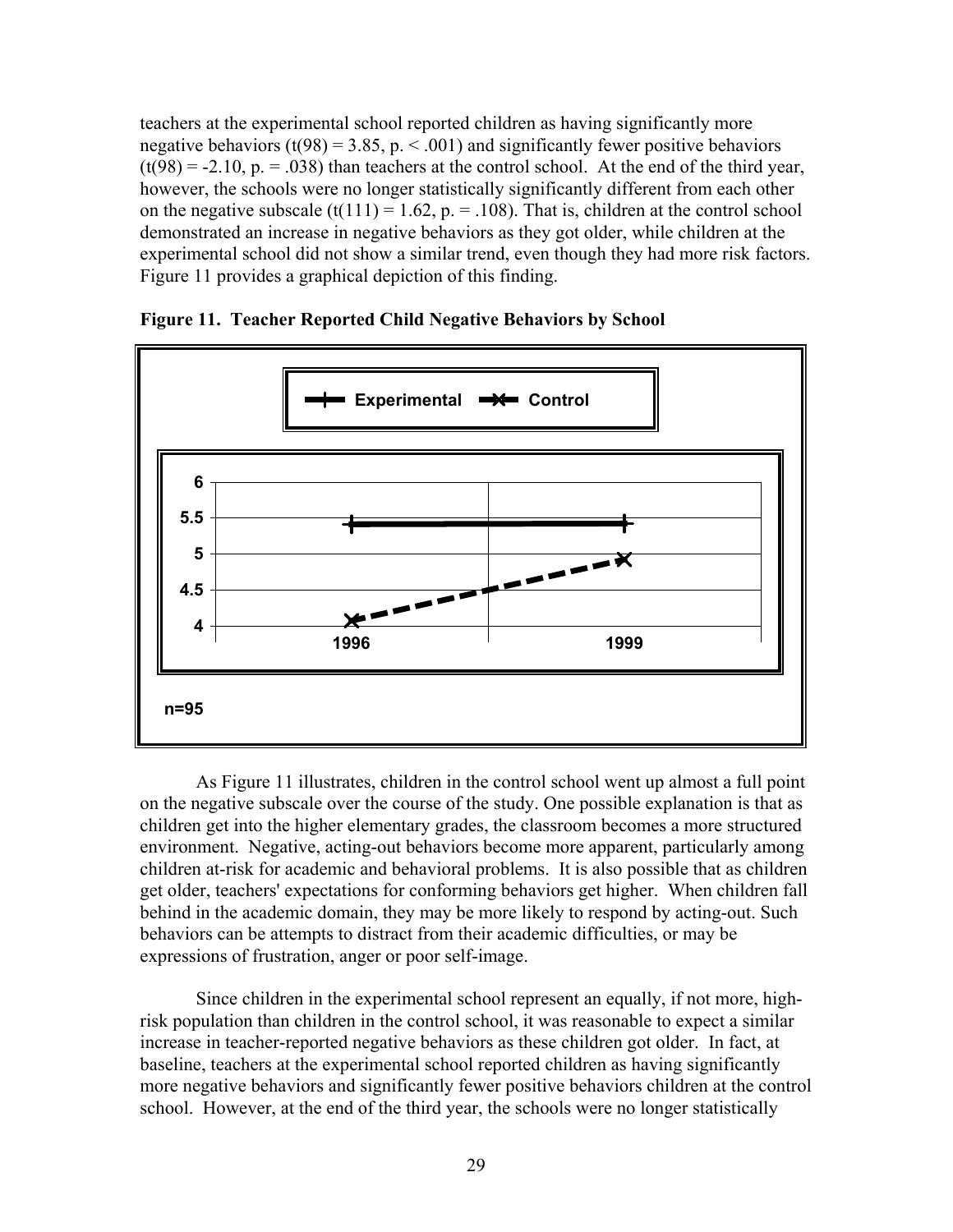teachers at the experimental school reported children as having significantly more negative behaviors ($t(98) = 3.85$, $p. < .001$) and significantly fewer positive behaviors ($t(98) = -2.10$, $p. = .038$) than teachers at the control school. At the end of the third year, however, the schools were no longer statistically significantly different from each other on the negative subscale ($t(111) = 1.62$, $p. = .108$). That is, children at the control school demonstrated an increase in negative behaviors as they got older, while children at the experimental school did not show a similar trend, even though they had more risk factors. Figure 11 provides a graphical depiction of this finding.

**Figure 11. Teacher Reported Child Negative Behaviors by School**

As Figure 11 illustrates, children in the control school went up almost a full point on the negative subscale over the course of the study. One possible explanation is that as children get into the higher elementary grades, the classroom becomes a more structured environment. Negative, acting-out behaviors become more apparent, particularly among children at-risk for academic and behavioral problems. It is also possible that as children get older, teachers' expectations for conforming behaviors get higher. When children fall behind in the academic domain, they may be more likely to respond by acting-out. Such behaviors can be attempts to distract from their academic difficulties, or may be expressions of frustration, anger or poor self-image.

Since children in the experimental school represent an equally, if not more, high-risk population than children in the control school, it was reasonable to expect a similar increase in teacher-reported negative behaviors as these children got older. In fact, at baseline, teachers at the experimental school reported children as having significantly more negative behaviors and significantly fewer positive behaviors children at the control school. However, at the end of the third year, the schools were no longer statistically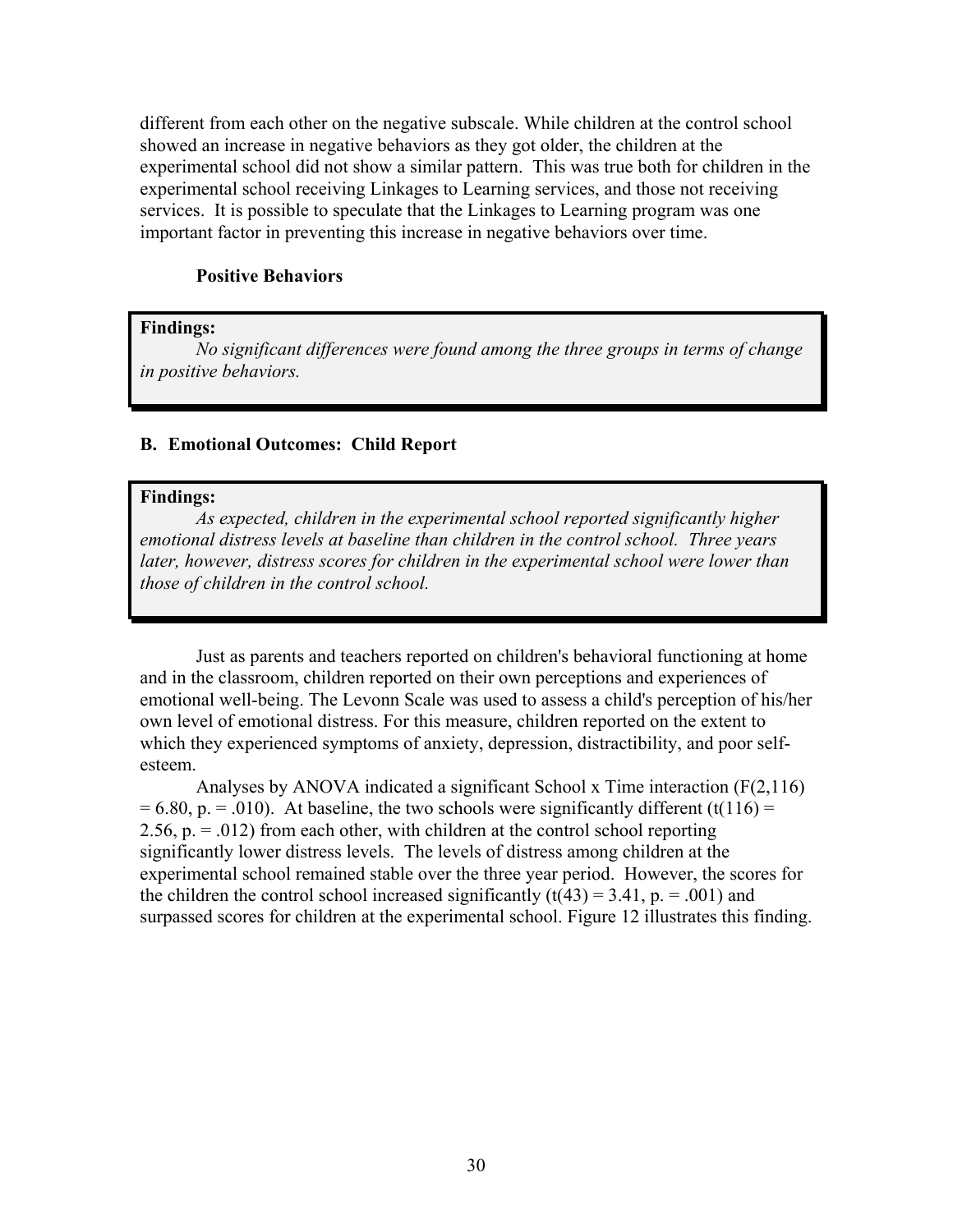different from each other on the negative subscale. While children at the control school showed an increase in negative behaviors as they got older, the children at the experimental school did not show a similar pattern. This was true both for children in the experimental school receiving Linkages to Learning services, and those not receiving services. It is possible to speculate that the Linkages to Learning program was one important factor in preventing this increase in negative behaviors over time.

### Positive Behaviors

> **Findings:**
> *No significant differences were found among the three groups in terms of change in positive behaviors.*

## B. Emotional Outcomes: Child Report

> **Findings:**
> *As expected, children in the experimental school reported significantly higher emotional distress levels at baseline than children in the control school. Three years later, however, distress scores for children in the experimental school were lower than those of children in the control school.*

Just as parents and teachers reported on children's behavioral functioning at home and in the classroom, children reported on their own perceptions and experiences of emotional well-being. The Levonn Scale was used to assess a child's perception of his/her own level of emotional distress. For this measure, children reported on the extent to which they experienced symptoms of anxiety, depression, distractibility, and poor self-esteem.

Analyses by ANOVA indicated a significant School x Time interaction ($F(2,116) = 6.80$, $p. = .010$). At baseline, the two schools were significantly different ($t(116) = 2.56$, $p. = .012$) from each other, with children at the control school reporting significantly lower distress levels. The levels of distress among children at the experimental school remained stable over the three year period. However, the scores for the children the control school increased significantly ($t(43) = 3.41$, $p. = .001$) and surpassed scores for children at the experimental school. Figure 12 illustrates this finding.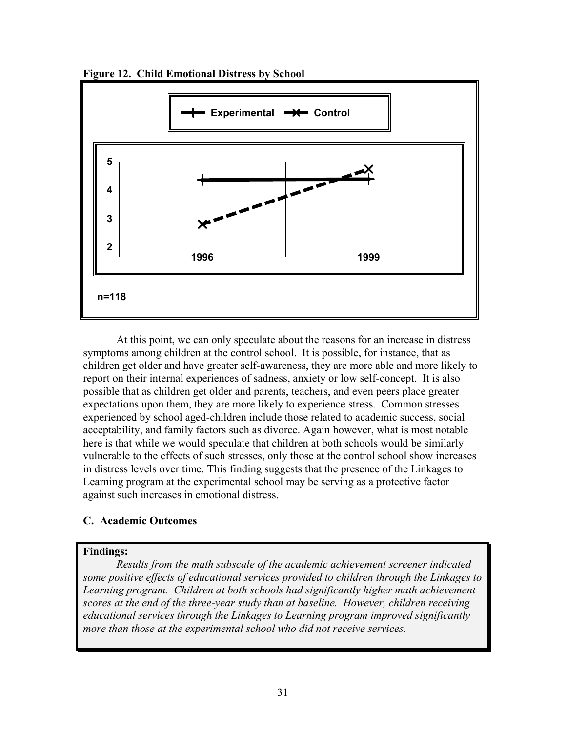**Figure 12. Child Emotional Distress by School**

n=118

At this point, we can only speculate about the reasons for an increase in distress symptoms among children at the control school. It is possible, for instance, that as children get older and have greater self-awareness, they are more able and more likely to report on their internal experiences of sadness, anxiety or low self-concept. It is also possible that as children get older and parents, teachers, and even peers place greater expectations upon them, they are more likely to experience stress. Common stresses experienced by school aged-children include those related to academic success, social acceptability, and family factors such as divorce. Again however, what is most notable here is that while we would speculate that children at both schools would be similarly vulnerable to the effects of such stresses, only those at the control school show increases in distress levels over time. This finding suggests that the presence of the Linkages to Learning program at the experimental school may be serving as a protective factor against such increases in emotional distress.

### C. Academic Outcomes

**Findings:**

*Results from the math subscale of the academic achievement screener indicated some positive effects of educational services provided to children through the Linkages to Learning program. Children at both schools had significantly higher math achievement scores at the end of the three-year study than at baseline. However, children receiving educational services through the Linkages to Learning program improved significantly more than those at the experimental school who did not receive services.*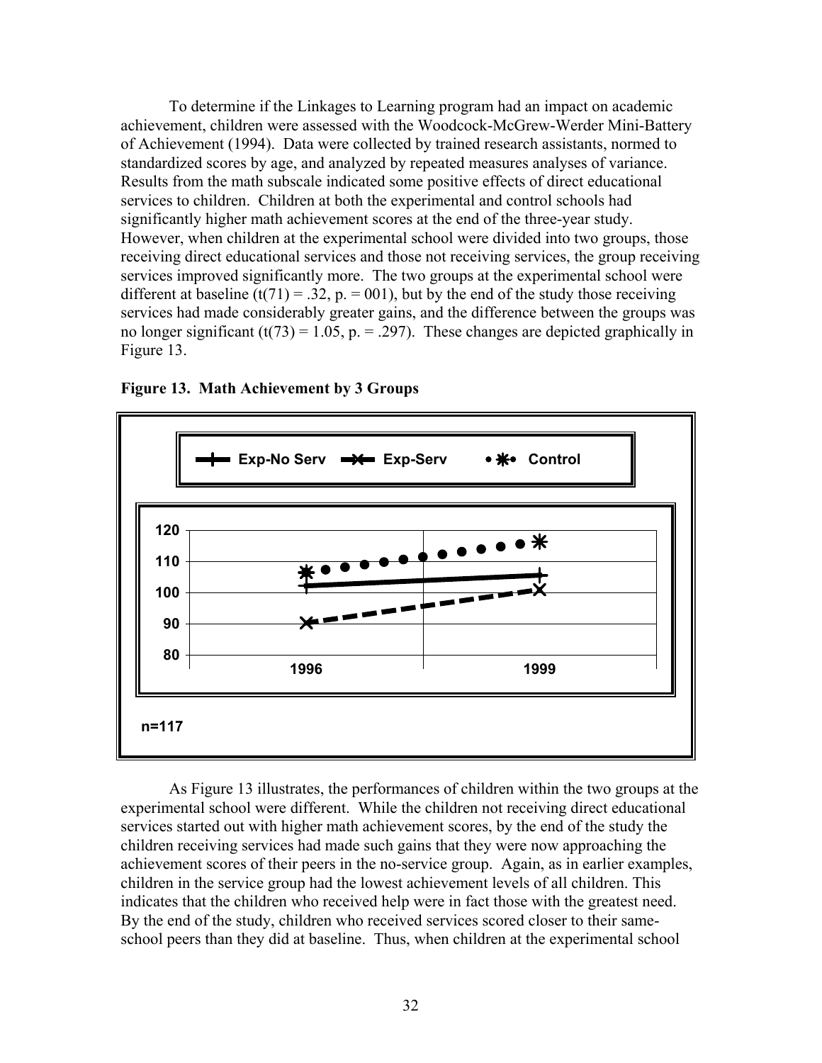To determine if the Linkages to Learning program had an impact on academic achievement, children were assessed with the Woodcock-McGrew-Werder Mini-Battery of Achievement (1994). Data were collected by trained research assistants, normed to standardized scores by age, and analyzed by repeated measures analyses of variance. Results from the math subscale indicated some positive effects of direct educational services to children. Children at both the experimental and control schools had significantly higher math achievement scores at the end of the three-year study. However, when children at the experimental school were divided into two groups, those receiving direct educational services and those not receiving services, the group receiving services improved significantly more. The two groups at the experimental school were different at baseline ($t(71) = .32$, p. = 001), but by the end of the study those receiving services had made considerably greater gains, and the difference between the groups was no longer significant ($t(73) = 1.05$, p. = .297). These changes are depicted graphically in Figure 13.

**Figure 13. Math Achievement by 3 Groups**

As Figure 13 illustrates, the performances of children within the two groups at the experimental school were different. While the children not receiving direct educational services started out with higher math achievement scores, by the end of the study the children receiving services had made such gains that they were now approaching the achievement scores of their peers in the no-service group. Again, as in earlier examples, children in the service group had the lowest achievement levels of all children. This indicates that the children who received help were in fact those with the greatest need. By the end of the study, children who received services scored closer to their same-school peers than they did at baseline. Thus, when children at the experimental school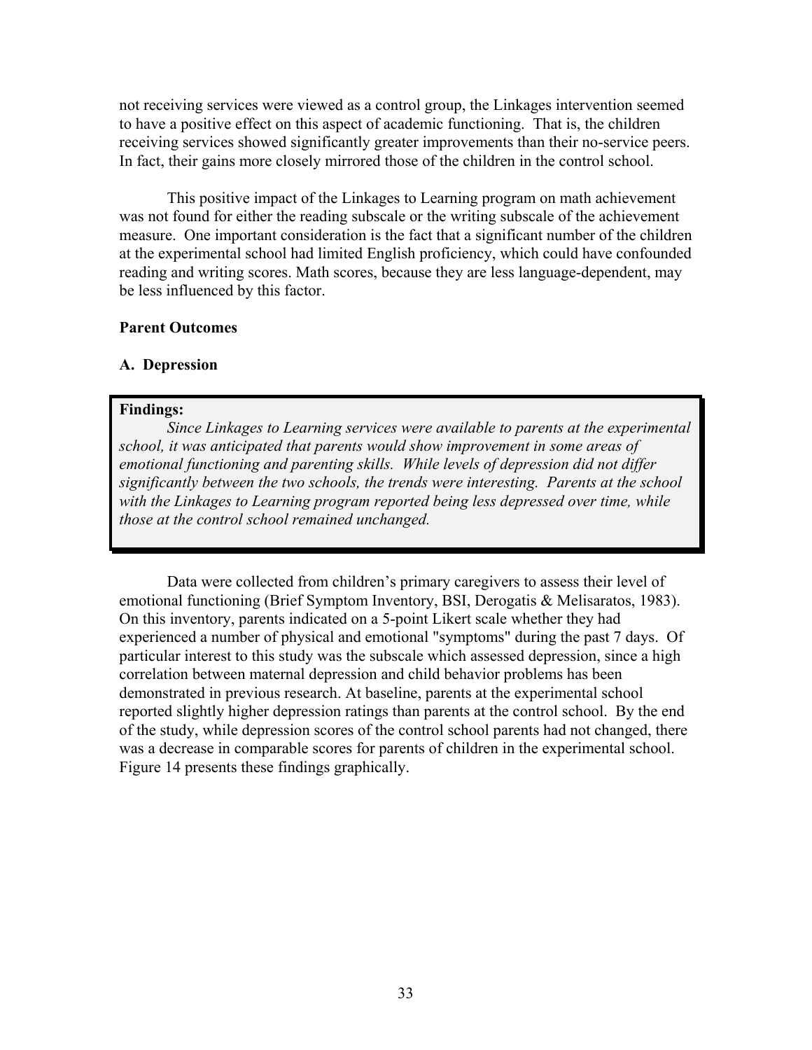not receiving services were viewed as a control group, the Linkages intervention seemed to have a positive effect on this aspect of academic functioning. That is, the children receiving services showed significantly greater improvements than their no-service peers. In fact, their gains more closely mirrored those of the children in the control school.

This positive impact of the Linkages to Learning program on math achievement was not found for either the reading subscale or the writing subscale of the achievement measure. One important consideration is the fact that a significant number of the children at the experimental school had limited English proficiency, which could have confounded reading and writing scores. Math scores, because they are less language-dependent, may be less influenced by this factor.

**Parent Outcomes**

**A. Depression**

**Findings:**

*Since Linkages to Learning services were available to parents at the experimental school, it was anticipated that parents would show improvement in some areas of emotional functioning and parenting skills. While levels of depression did not differ significantly between the two schools, the trends were interesting. Parents at the school with the Linkages to Learning program reported being less depressed over time, while those at the control school remained unchanged.*

Data were collected from children's primary caregivers to assess their level of emotional functioning (Brief Symptom Inventory, BSI, Derogatis & Melisaratos, 1983). On this inventory, parents indicated on a 5-point Likert scale whether they had experienced a number of physical and emotional "symptoms" during the past 7 days. Of particular interest to this study was the subscale which assessed depression, since a high correlation between maternal depression and child behavior problems has been demonstrated in previous research. At baseline, parents at the experimental school reported slightly higher depression ratings than parents at the control school. By the end of the study, while depression scores of the control school parents had not changed, there was a decrease in comparable scores for parents of children in the experimental school. Figure 14 presents these findings graphically.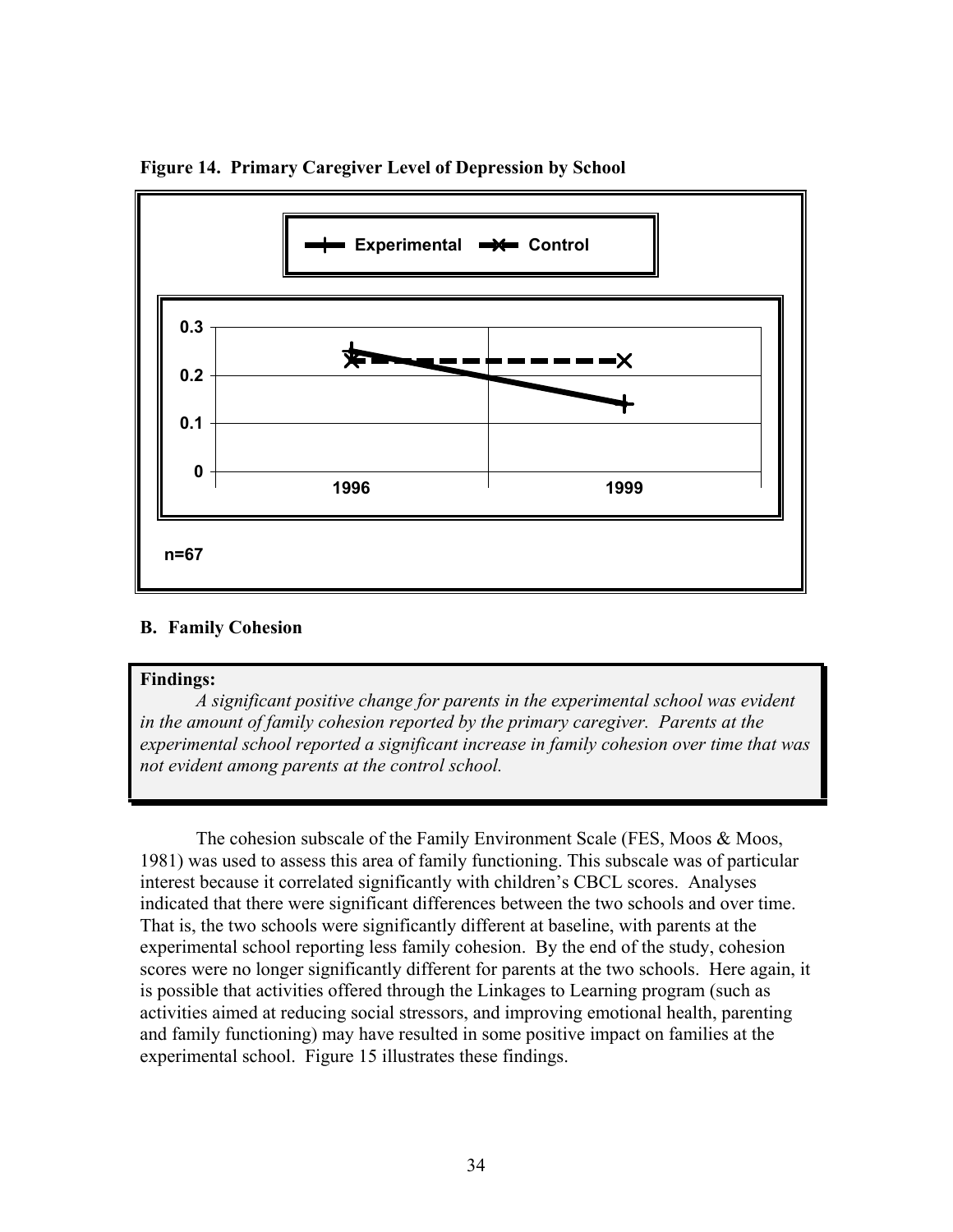**Figure 14. Primary Caregiver Level of Depression by School**

**B. Family Cohesion**

**Findings:**

*A significant positive change for parents in the experimental school was evident in the amount of family cohesion reported by the primary caregiver. Parents at the experimental school reported a significant increase in family cohesion over time that was not evident among parents at the control school.*

The cohesion subscale of the Family Environment Scale (FES, Moos & Moos, 1981) was used to assess this area of family functioning. This subscale was of particular interest because it correlated significantly with children's CBCL scores. Analyses indicated that there were significant differences between the two schools and over time. That is, the two schools were significantly different at baseline, with parents at the experimental school reporting less family cohesion. By the end of the study, cohesion scores were no longer significantly different for parents at the two schools. Here again, it is possible that activities offered through the Linkages to Learning program (such as activities aimed at reducing social stressors, and improving emotional health, parenting and family functioning) may have resulted in some positive impact on families at the experimental school. Figure 15 illustrates these findings.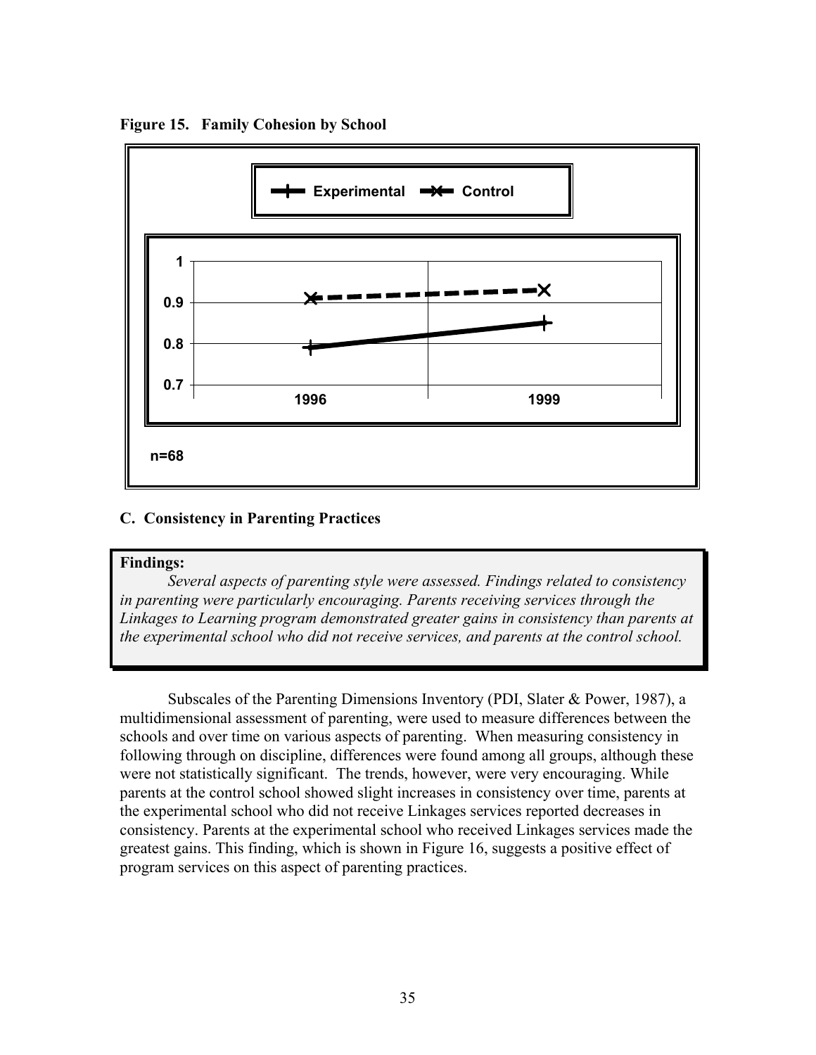**Figure 15. Family Cohesion by School**

Experimental — Control

n=68

## C. Consistency in Parenting Practices

**Findings:**

*Several aspects of parenting style were assessed. Findings related to consistency in parenting were particularly encouraging. Parents receiving services through the Linkages to Learning program demonstrated greater gains in consistency than parents at the experimental school who did not receive services, and parents at the control school.*

Subscales of the Parenting Dimensions Inventory (PDI, Slater & Power, 1987), a multidimensional assessment of parenting, were used to measure differences between the schools and over time on various aspects of parenting. When measuring consistency in following through on discipline, differences were found among all groups, although these were not statistically significant. The trends, however, were very encouraging. While parents at the control school showed slight increases in consistency over time, parents at the experimental school who did not receive Linkages services reported decreases in consistency. Parents at the experimental school who received Linkages services made the greatest gains. This finding, which is shown in Figure 16, suggests a positive effect of program services on this aspect of parenting practices.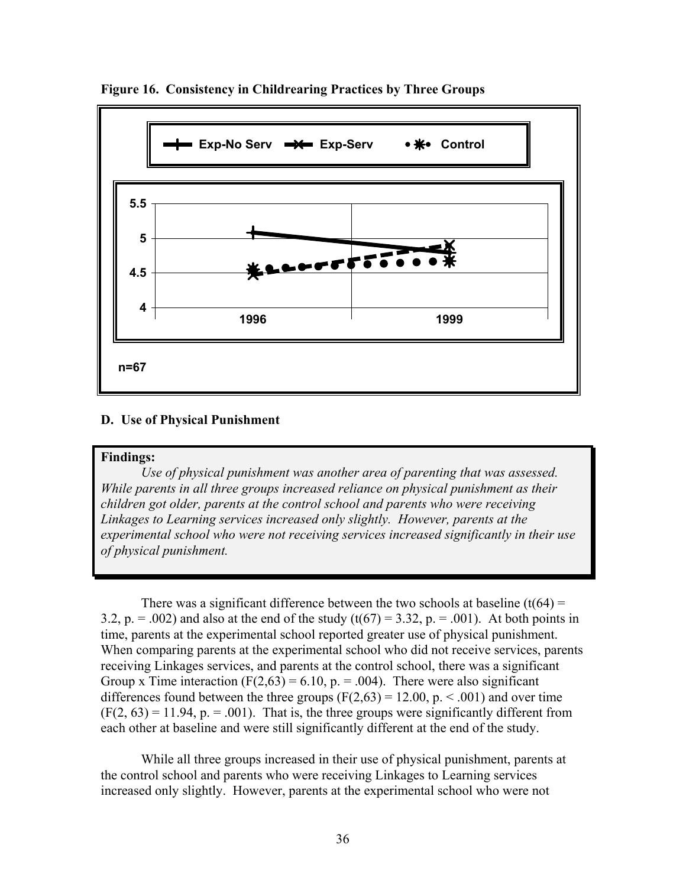**Figure 16. Consistency in Childrearing Practices by Three Groups**

### D. Use of Physical Punishment

**Findings:**

*Use of physical punishment was another area of parenting that was assessed. While parents in all three groups increased reliance on physical punishment as their children got older, parents at the control school and parents who were receiving Linkages to Learning services increased only slightly. However, parents at the experimental school who were not receiving services increased significantly in their use of physical punishment.*

There was a significant difference between the two schools at baseline ($t(64) = 3.2$, $p. = .002$) and also at the end of the study ($t(67) = 3.32$, $p. = .001$). At both points in time, parents at the experimental school reported greater use of physical punishment. When comparing parents at the experimental school who did not receive services, parents receiving Linkages services, and parents at the control school, there was a significant Group x Time interaction ($F(2,63) = 6.10$, $p. = .004$). There were also significant differences found between the three groups ($F(2,63) = 12.00$, $p. < .001$) and over time ($F(2, 63) = 11.94$, $p. = .001$). That is, the three groups were significantly different from each other at baseline and were still significantly different at the end of the study.

While all three groups increased in their use of physical punishment, parents at the control school and parents who were receiving Linkages to Learning services increased only slightly. However, parents at the experimental school who were not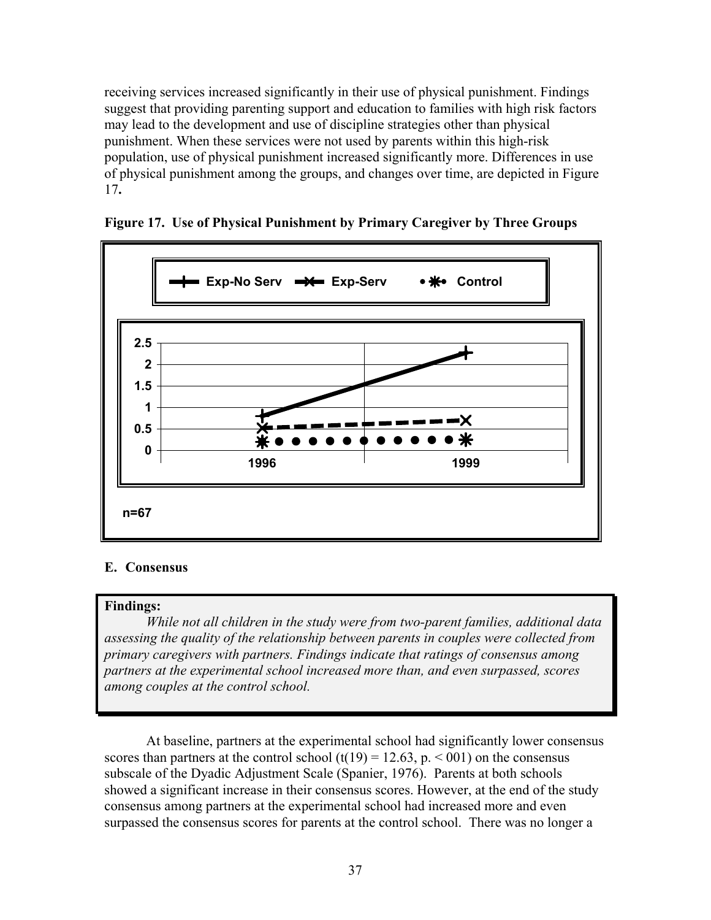receiving services increased significantly in their use of physical punishment. Findings suggest that providing parenting support and education to families with high risk factors may lead to the development and use of discipline strategies other than physical punishment. When these services were not used by parents within this high-risk population, use of physical punishment increased significantly more. Differences in use of physical punishment among the groups, and changes over time, are depicted in Figure 17**.**

**Figure 17. Use of Physical Punishment by Primary Caregiver by Three Groups**

### E. Consensus

> **Findings:**
>
> *While not all children in the study were from two-parent families, additional data assessing the quality of the relationship between parents in couples were collected from primary caregivers with partners. Findings indicate that ratings of consensus among partners at the experimental school increased more than, and even surpassed, scores among couples at the control school.*

At baseline, partners at the experimental school had significantly lower consensus scores than partners at the control school ($t(19) = 12.63$, p. < 001) on the consensus subscale of the Dyadic Adjustment Scale (Spanier, 1976). Parents at both schools showed a significant increase in their consensus scores. However, at the end of the study consensus among partners at the experimental school had increased more and even surpassed the consensus scores for parents at the control school. There was no longer a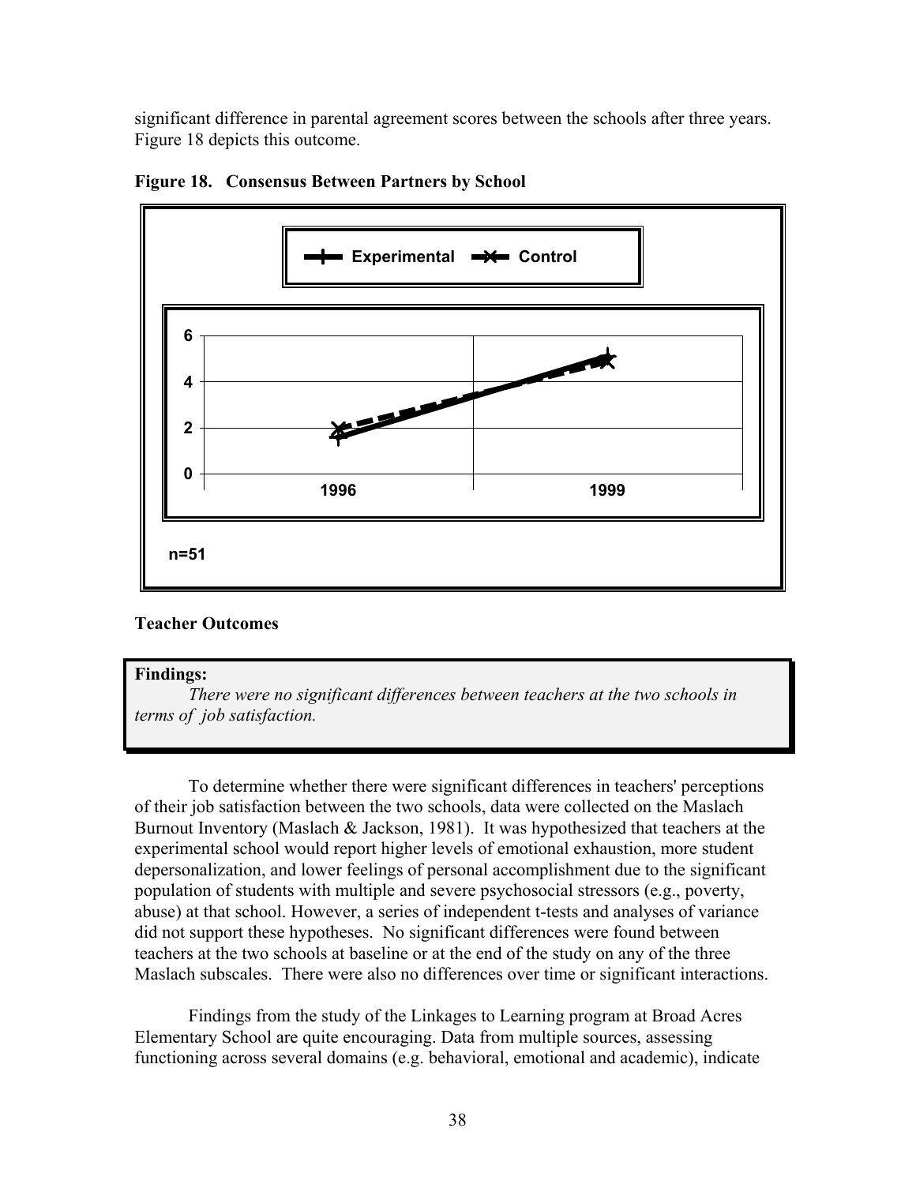significant difference in parental agreement scores between the schools after three years. Figure 18 depicts this outcome.

**Figure 18. Consensus Between Partners by School**

Experimental Control

6
4
2
0
1996 1999

n=51

**Teacher Outcomes**

**Findings:**

*There were no significant differences between teachers at the two schools in terms of job satisfaction.*

To determine whether there were significant differences in teachers' perceptions of their job satisfaction between the two schools, data were collected on the Maslach Burnout Inventory (Maslach & Jackson, 1981). It was hypothesized that teachers at the experimental school would report higher levels of emotional exhaustion, more student depersonalization, and lower feelings of personal accomplishment due to the significant population of students with multiple and severe psychosocial stressors (e.g., poverty, abuse) at that school. However, a series of independent t-tests and analyses of variance did not support these hypotheses. No significant differences were found between teachers at the two schools at baseline or at the end of the study on any of the three Maslach subscales. There were also no differences over time or significant interactions.

Findings from the study of the Linkages to Learning program at Broad Acres Elementary School are quite encouraging. Data from multiple sources, assessing functioning across several domains (e.g. behavioral, emotional and academic), indicate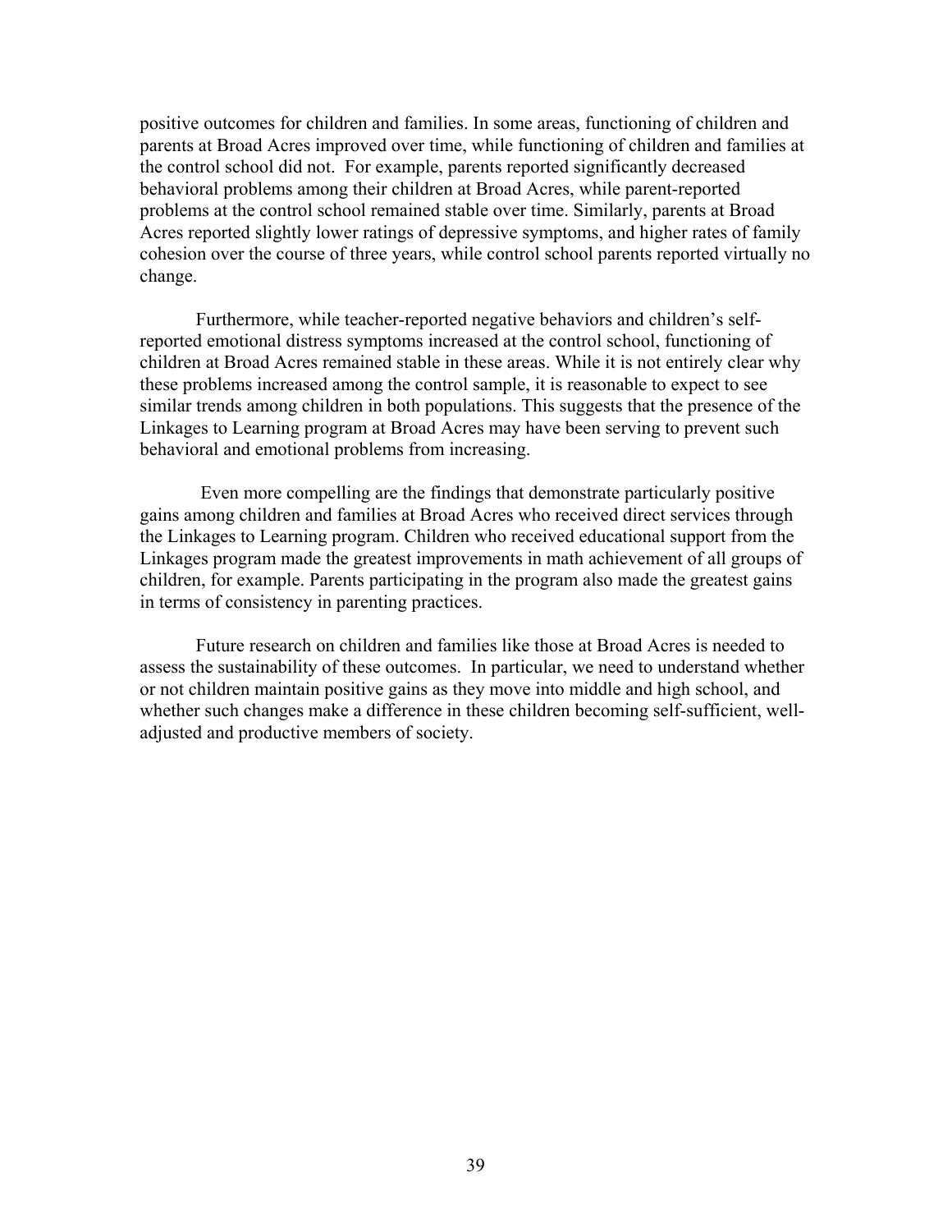positive outcomes for children and families. In some areas, functioning of children and parents at Broad Acres improved over time, while functioning of children and families at the control school did not. For example, parents reported significantly decreased behavioral problems among their children at Broad Acres, while parent-reported problems at the control school remained stable over time. Similarly, parents at Broad Acres reported slightly lower ratings of depressive symptoms, and higher rates of family cohesion over the course of three years, while control school parents reported virtually no change.

Furthermore, while teacher-reported negative behaviors and children's self-reported emotional distress symptoms increased at the control school, functioning of children at Broad Acres remained stable in these areas. While it is not entirely clear why these problems increased among the control sample, it is reasonable to expect to see similar trends among children in both populations. This suggests that the presence of the Linkages to Learning program at Broad Acres may have been serving to prevent such behavioral and emotional problems from increasing.

Even more compelling are the findings that demonstrate particularly positive gains among children and families at Broad Acres who received direct services through the Linkages to Learning program. Children who received educational support from the Linkages program made the greatest improvements in math achievement of all groups of children, for example. Parents participating in the program also made the greatest gains in terms of consistency in parenting practices.

Future research on children and families like those at Broad Acres is needed to assess the sustainability of these outcomes. In particular, we need to understand whether or not children maintain positive gains as they move into middle and high school, and whether such changes make a difference in these children becoming self-sufficient, well-adjusted and productive members of society.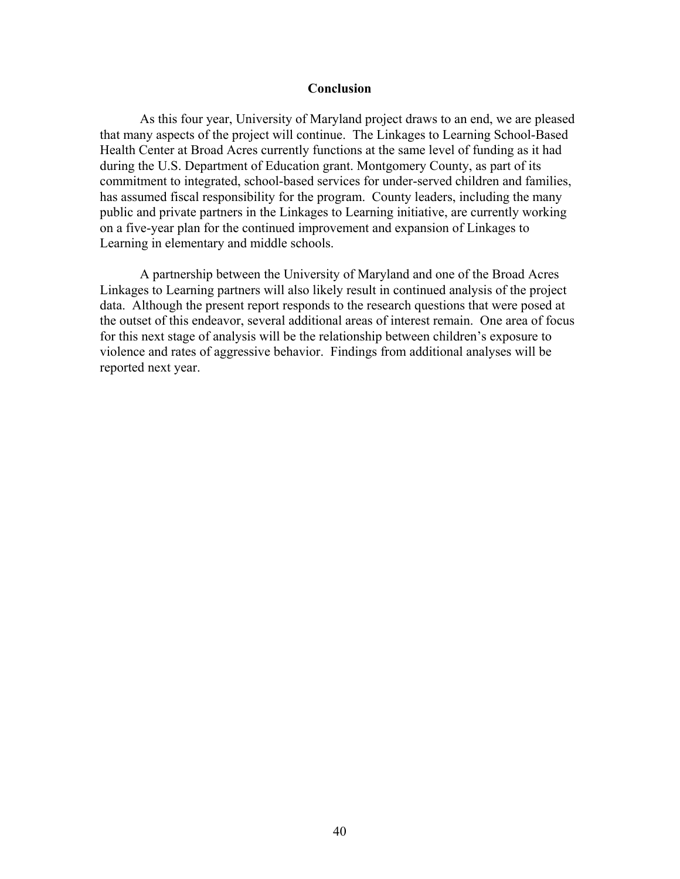## Conclusion

As this four year, University of Maryland project draws to an end, we are pleased that many aspects of the project will continue. The Linkages to Learning School-Based Health Center at Broad Acres currently functions at the same level of funding as it had during the U.S. Department of Education grant. Montgomery County, as part of its commitment to integrated, school-based services for under-served children and families, has assumed fiscal responsibility for the program. County leaders, including the many public and private partners in the Linkages to Learning initiative, are currently working on a five-year plan for the continued improvement and expansion of Linkages to Learning in elementary and middle schools.

A partnership between the University of Maryland and one of the Broad Acres Linkages to Learning partners will also likely result in continued analysis of the project data. Although the present report responds to the research questions that were posed at the outset of this endeavor, several additional areas of interest remain. One area of focus for this next stage of analysis will be the relationship between children's exposure to violence and rates of aggressive behavior. Findings from additional analyses will be reported next year.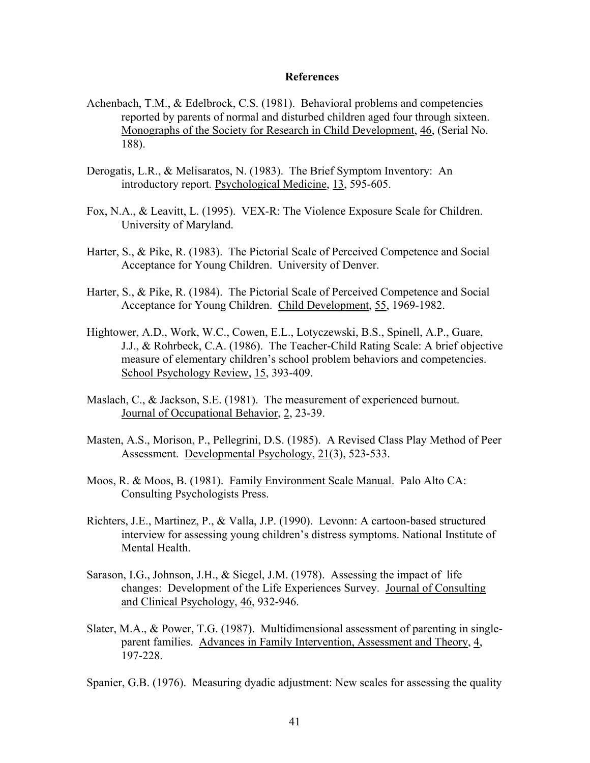## References

Achenbach, T.M., & Edelbrock, C.S. (1981). Behavioral problems and competencies reported by parents of normal and disturbed children aged four through sixteen. Monographs of the Society for Research in Child Development, 46, (Serial No. 188).

Derogatis, L.R., & Melisaratos, N. (1983). The Brief Symptom Inventory: An introductory report. Psychological Medicine, 13, 595-605.

Fox, N.A., & Leavitt, L. (1995). VEX-R: The Violence Exposure Scale for Children. University of Maryland.

Harter, S., & Pike, R. (1983). The Pictorial Scale of Perceived Competence and Social Acceptance for Young Children. University of Denver.

Harter, S., & Pike, R. (1984). The Pictorial Scale of Perceived Competence and Social Acceptance for Young Children. Child Development, 55, 1969-1982.

Hightower, A.D., Work, W.C., Cowen, E.L., Lotyczewski, B.S., Spinell, A.P., Guare, J.J., & Rohrbeck, C.A. (1986). The Teacher-Child Rating Scale: A brief objective measure of elementary children's school problem behaviors and competencies. School Psychology Review, 15, 393-409.

Maslach, C., & Jackson, S.E. (1981). The measurement of experienced burnout. Journal of Occupational Behavior, 2, 23-39.

Masten, A.S., Morison, P., Pellegrini, D.S. (1985). A Revised Class Play Method of Peer Assessment. Developmental Psychology, 21(3), 523-533.

Moos, R. & Moos, B. (1981). Family Environment Scale Manual. Palo Alto CA: Consulting Psychologists Press.

Richters, J.E., Martinez, P., & Valla, J.P. (1990). Levonn: A cartoon-based structured interview for assessing young children's distress symptoms. National Institute of Mental Health.

Sarason, I.G., Johnson, J.H., & Siegel, J.M. (1978). Assessing the impact of life changes: Development of the Life Experiences Survey. Journal of Consulting and Clinical Psychology, 46, 932-946.

Slater, M.A., & Power, T.G. (1987). Multidimensional assessment of parenting in single-parent families. Advances in Family Intervention, Assessment and Theory, 4, 197-228.

Spanier, G.B. (1976). Measuring dyadic adjustment: New scales for assessing the quality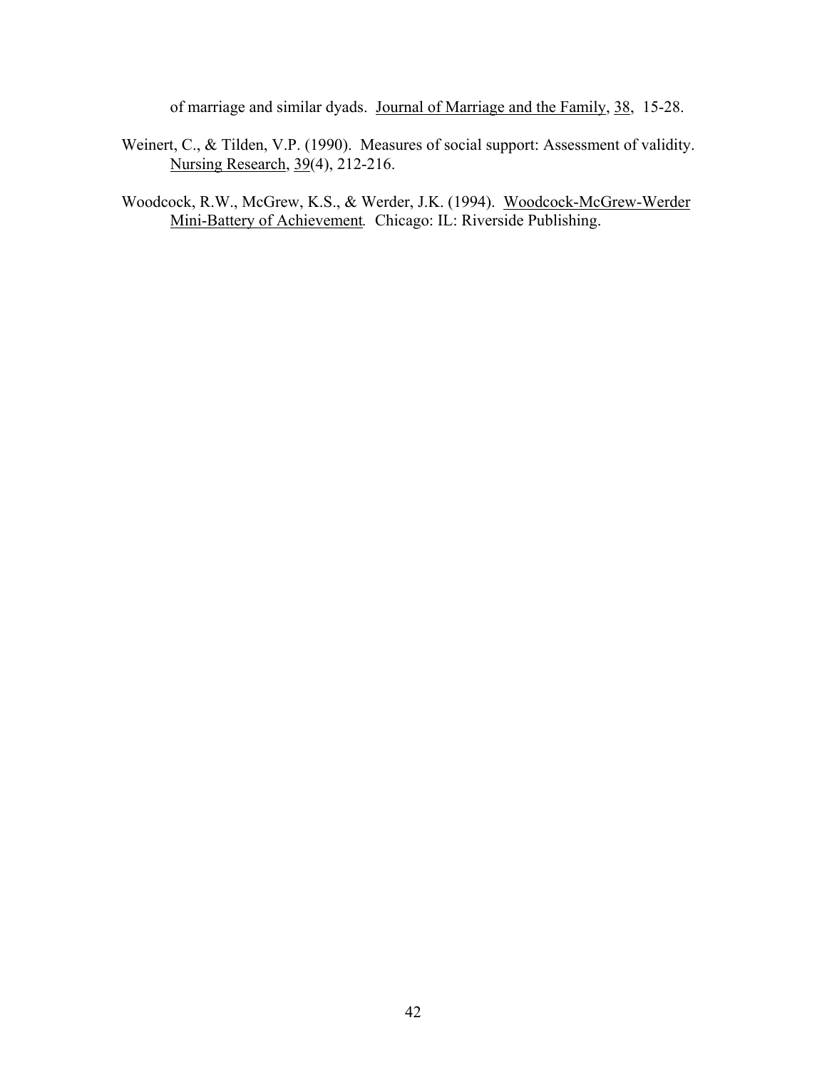of marriage and similar dyads. Journal of Marriage and the Family, 38, 15-28.

Weinert, C., & Tilden, V.P. (1990). Measures of social support: Assessment of validity. Nursing Research, 39(4), 212-216.

Woodcock, R.W., McGrew, K.S., & Werder, J.K. (1994). Woodcock-McGrew-Werder Mini-Battery of Achievement. Chicago: IL: Riverside Publishing.